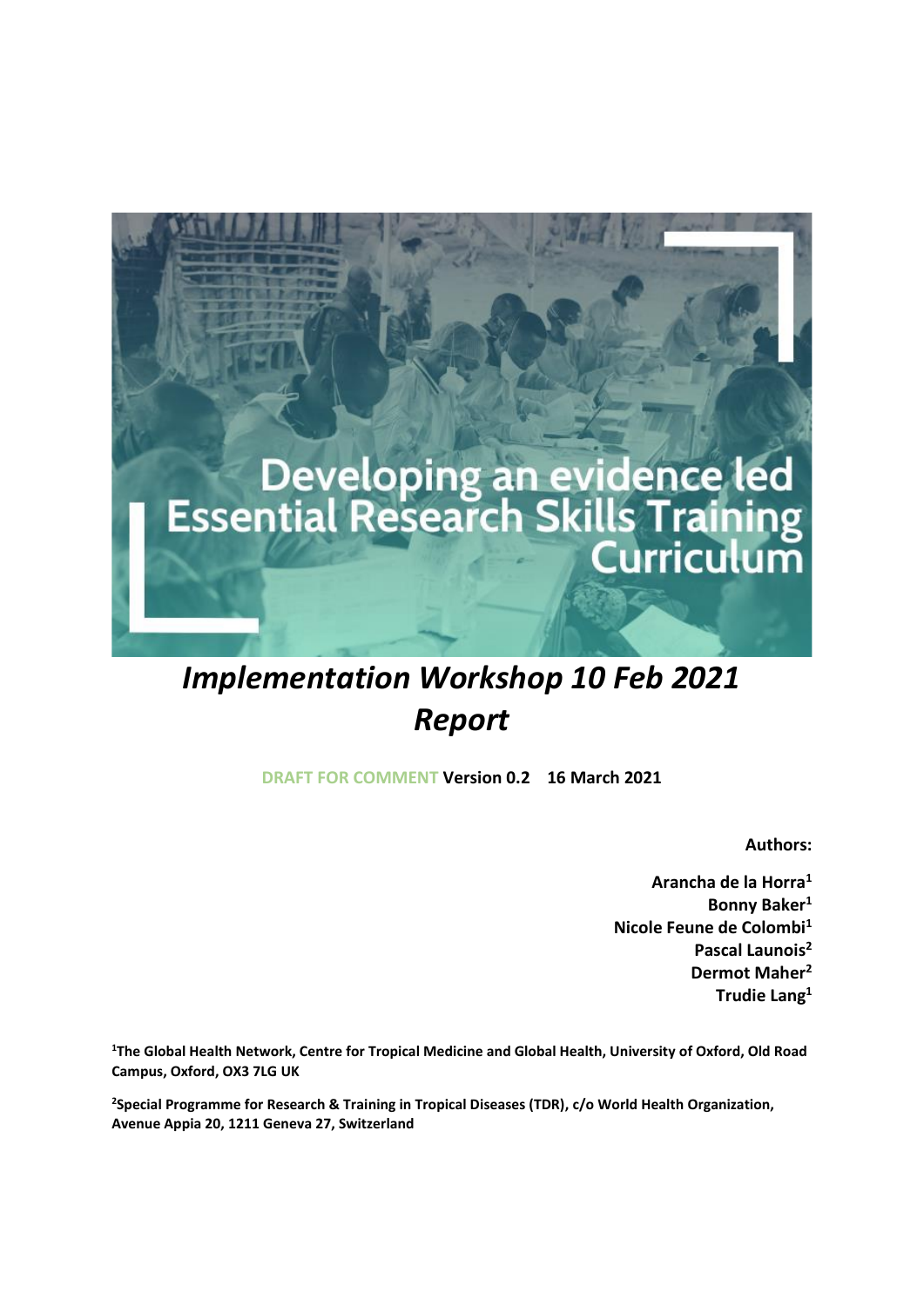# Developing an evidence led Essential Research Skills Training Curriculum

## *Implementation Workshop 10 Feb 2021 Report*

**DRAFT FOR COMMENT Version 0.2 16 March 2021**

**Authors:**

**Arancha de la Horra[1]**
**Bonny Baker[1]**
**Nicole Feune de Colombi[1]**
**Pascal Launois[2]**
**Dermot Maher[2]**
**Trudie Lang[1]**

**[1]The Global Health Network, Centre for Tropical Medicine and Global Health, University of Oxford, Old Road Campus, Oxford, OX3 7LG UK**

**[2]Special Programme for Research & Training in Tropical Diseases (TDR), c/o World Health Organization, Avenue Appia 20, 1211 Geneva 27, Switzerland**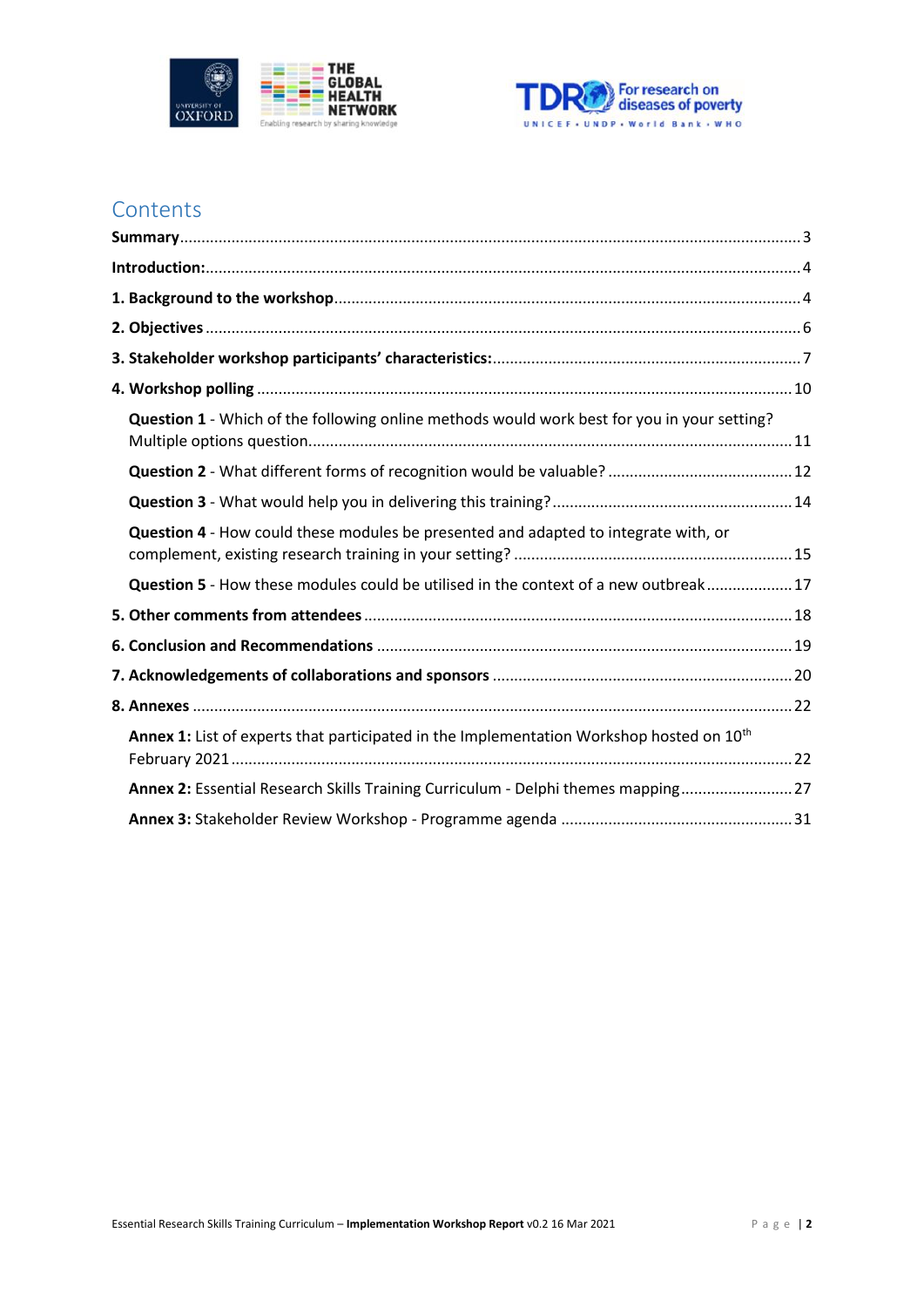# Contents

**Summary** .......... 3

**Introduction:** .......... 4

**1. Background to the workshop** .......... 4

**2. Objectives** .......... 6

**3. Stakeholder workshop participants' characteristics:** .......... 7

**4. Workshop polling** .......... 10

- **Question 1** - Which of the following online methods would work best for you in your setting? Multiple options question. .......... 11
- **Question 2** - What different forms of recognition would be valuable? .......... 12
- **Question 3** - What would help you in delivering this training? .......... 14
- **Question 4** - How could these modules be presented and adapted to integrate with, or complement, existing research training in your setting? .......... 15
- **Question 5** - How these modules could be utilised in the context of a new outbreak .......... 17

**5. Other comments from attendees** .......... 18

**6. Conclusion and Recommendations** .......... 19

**7. Acknowledgements of collaborations and sponsors** .......... 20

**8. Annexes** .......... 22

- **Annex 1:** List of experts that participated in the Implementation Workshop hosted on 10th February 2021 .......... 22
- **Annex 2:** Essential Research Skills Training Curriculum - Delphi themes mapping .......... 27
- **Annex 3:** Stakeholder Review Workshop - Programme agenda .......... 31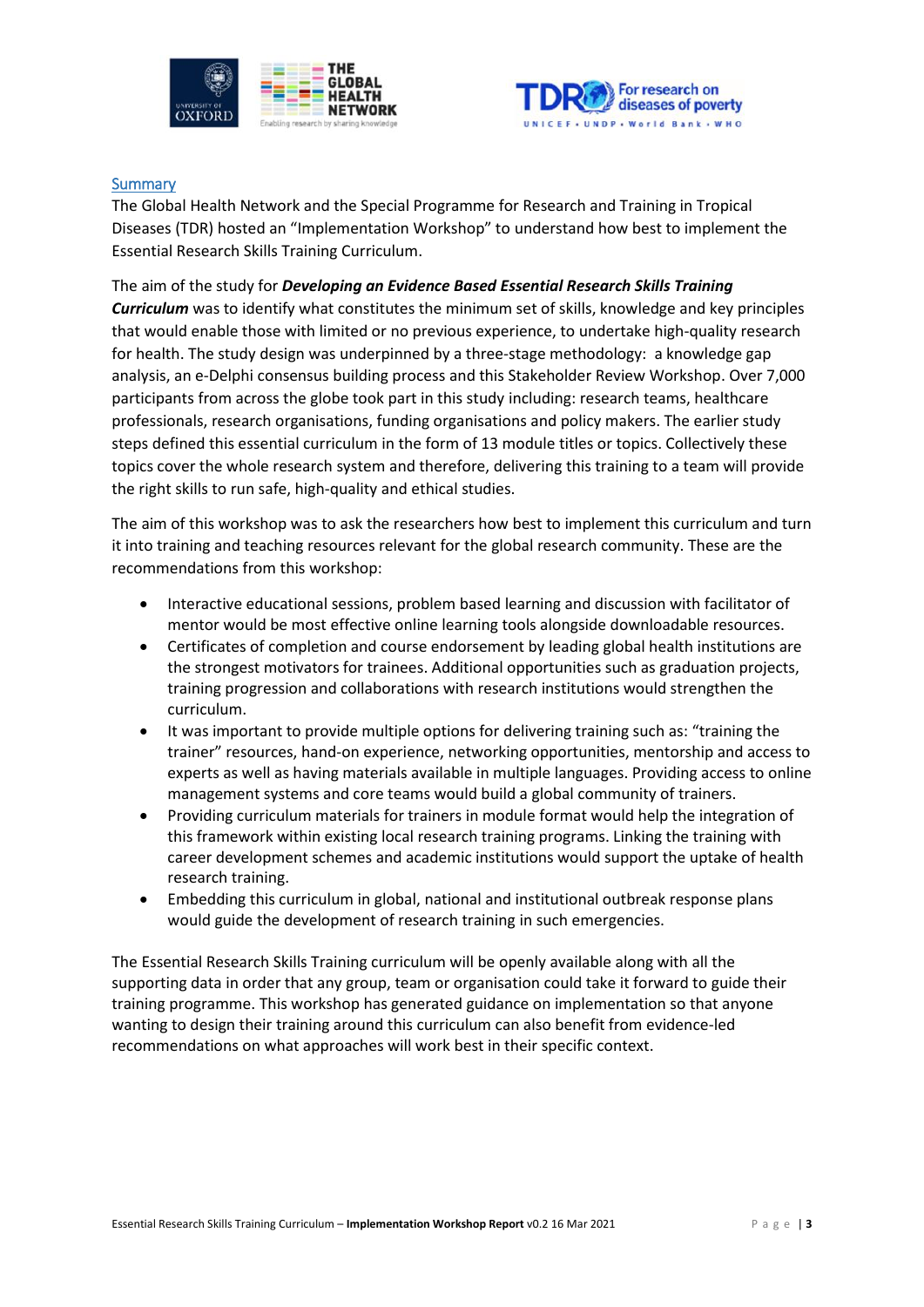## Summary

The Global Health Network and the Special Programme for Research and Training in Tropical Diseases (TDR) hosted an "Implementation Workshop" to understand how best to implement the Essential Research Skills Training Curriculum.

The aim of the study for ***Developing an Evidence Based Essential Research Skills Training Curriculum*** was to identify what constitutes the minimum set of skills, knowledge and key principles that would enable those with limited or no previous experience, to undertake high-quality research for health. The study design was underpinned by a three-stage methodology: a knowledge gap analysis, an e-Delphi consensus building process and this Stakeholder Review Workshop. Over 7,000 participants from across the globe took part in this study including: research teams, healthcare professionals, research organisations, funding organisations and policy makers. The earlier study steps defined this essential curriculum in the form of 13 module titles or topics. Collectively these topics cover the whole research system and therefore, delivering this training to a team will provide the right skills to run safe, high-quality and ethical studies.

The aim of this workshop was to ask the researchers how best to implement this curriculum and turn it into training and teaching resources relevant for the global research community. These are the recommendations from this workshop:

- Interactive educational sessions, problem based learning and discussion with facilitator of mentor would be most effective online learning tools alongside downloadable resources.
- Certificates of completion and course endorsement by leading global health institutions are the strongest motivators for trainees. Additional opportunities such as graduation projects, training progression and collaborations with research institutions would strengthen the curriculum.
- It was important to provide multiple options for delivering training such as: "training the trainer" resources, hand-on experience, networking opportunities, mentorship and access to experts as well as having materials available in multiple languages. Providing access to online management systems and core teams would build a global community of trainers.
- Providing curriculum materials for trainers in module format would help the integration of this framework within existing local research training programs. Linking the training with career development schemes and academic institutions would support the uptake of health research training.
- Embedding this curriculum in global, national and institutional outbreak response plans would guide the development of research training in such emergencies.

The Essential Research Skills Training curriculum will be openly available along with all the supporting data in order that any group, team or organisation could take it forward to guide their training programme. This workshop has generated guidance on implementation so that anyone wanting to design their training around this curriculum can also benefit from evidence-led recommendations on what approaches will work best in their specific context.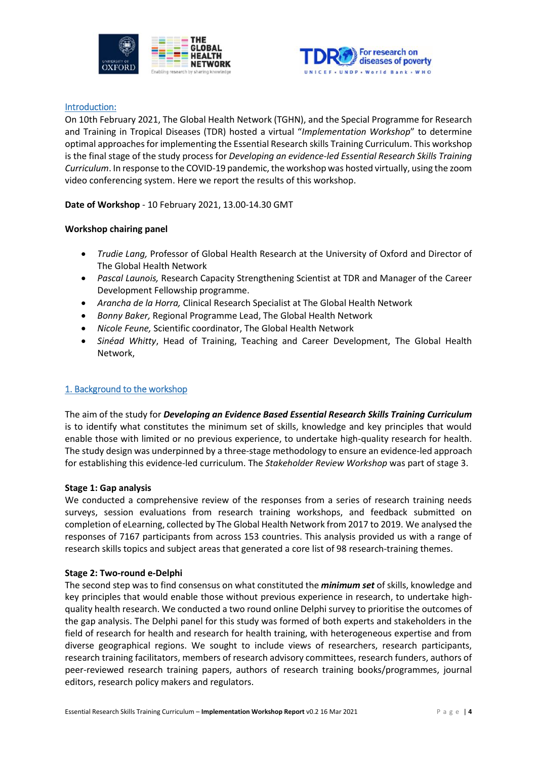## Introduction:

On 10th February 2021, The Global Health Network (TGHN), and the Special Programme for Research and Training in Tropical Diseases (TDR) hosted a virtual "*Implementation Workshop*" to determine optimal approaches for implementing the Essential Research skills Training Curriculum. This workshop is the final stage of the study process for *Developing an evidence-led Essential Research Skills Training Curriculum*. In response to the COVID-19 pandemic, the workshop was hosted virtually, using the zoom video conferencing system. Here we report the results of this workshop.

**Date of Workshop** - 10 February 2021, 13.00-14.30 GMT

**Workshop chairing panel**

- *Trudie Lang,* Professor of Global Health Research at the University of Oxford and Director of The Global Health Network
- *Pascal Launois,* Research Capacity Strengthening Scientist at TDR and Manager of the Career Development Fellowship programme.
- *Arancha de la Horra,* Clinical Research Specialist at The Global Health Network
- *Bonny Baker,* Regional Programme Lead, The Global Health Network
- *Nicole Feune,* Scientific coordinator, The Global Health Network
- *Sinéad Whitty*, Head of Training, Teaching and Career Development, The Global Health Network,

## 1. Background to the workshop

The aim of the study for ***Developing an Evidence Based Essential Research Skills Training Curriculum*** is to identify what constitutes the minimum set of skills, knowledge and key principles that would enable those with limited or no previous experience, to undertake high-quality research for health. The study design was underpinned by a three-stage methodology to ensure an evidence-led approach for establishing this evidence-led curriculum. The *Stakeholder Review Workshop* was part of stage 3.

**Stage 1: Gap analysis**

We conducted a comprehensive review of the responses from a series of research training needs surveys, session evaluations from research training workshops, and feedback submitted on completion of eLearning, collected by The Global Health Network from 2017 to 2019. We analysed the responses of 7167 participants from across 153 countries. This analysis provided us with a range of research skills topics and subject areas that generated a core list of 98 research-training themes.

**Stage 2: Two-round e-Delphi**

The second step was to find consensus on what constituted the ***minimum set*** of skills, knowledge and key principles that would enable those without previous experience in research, to undertake high-quality health research. We conducted a two round online Delphi survey to prioritise the outcomes of the gap analysis. The Delphi panel for this study was formed of both experts and stakeholders in the field of research for health and research for health training, with heterogeneous expertise and from diverse geographical regions. We sought to include views of researchers, research participants, research training facilitators, members of research advisory committees, research funders, authors of peer-reviewed research training papers, authors of research training books/programmes, journal editors, research policy makers and regulators.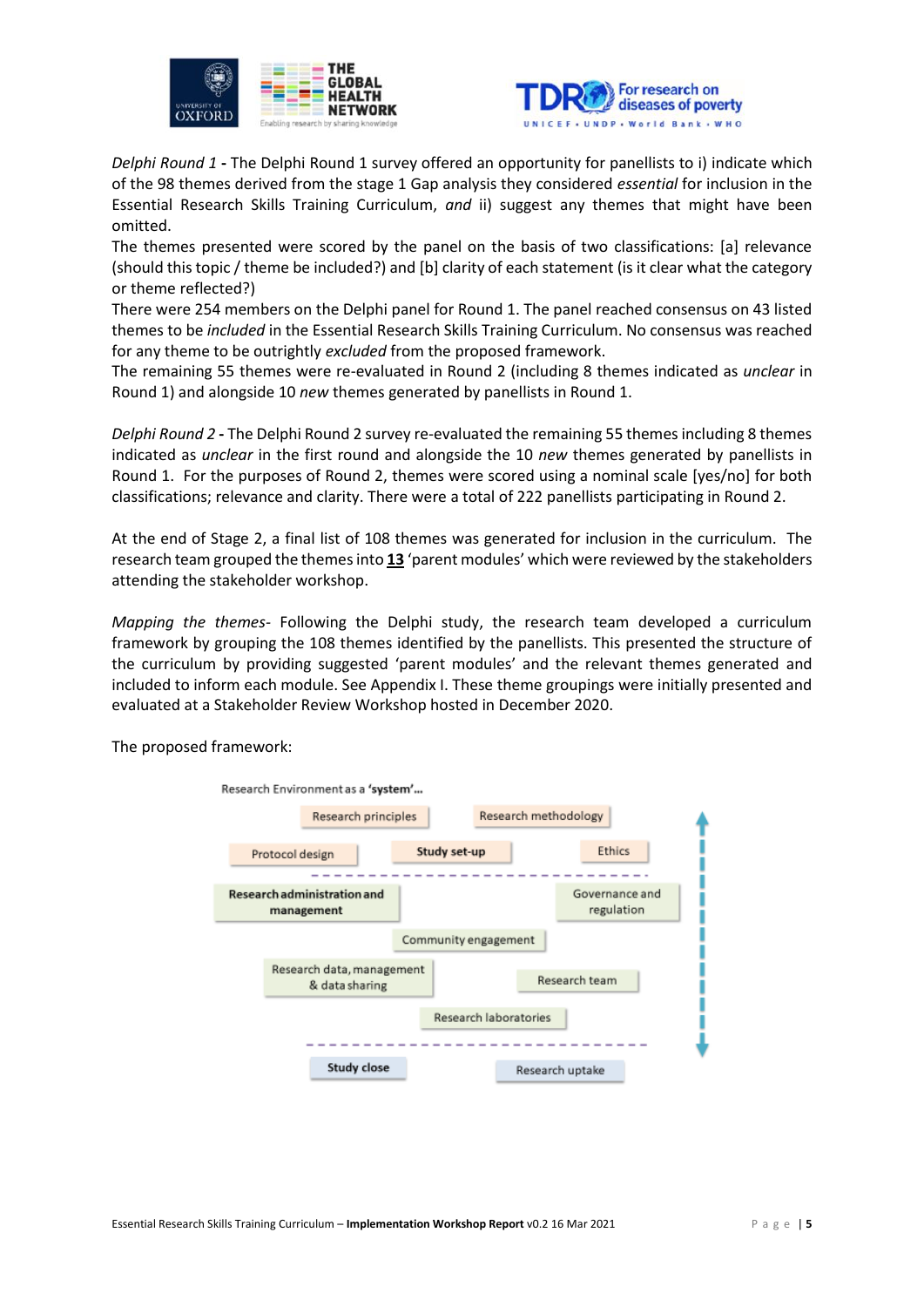*Delphi Round 1* **-** The Delphi Round 1 survey offered an opportunity for panellists to i) indicate which of the 98 themes derived from the stage 1 Gap analysis they considered *essential* for inclusion in the Essential Research Skills Training Curriculum, *and* ii) suggest any themes that might have been omitted.

The themes presented were scored by the panel on the basis of two classifications: [a] relevance (should this topic / theme be included?) and [b] clarity of each statement (is it clear what the category or theme reflected?)

There were 254 members on the Delphi panel for Round 1. The panel reached consensus on 43 listed themes to be *included* in the Essential Research Skills Training Curriculum. No consensus was reached for any theme to be outrightly *excluded* from the proposed framework.

The remaining 55 themes were re-evaluated in Round 2 (including 8 themes indicated as *unclear* in Round 1) and alongside 10 *new* themes generated by panellists in Round 1.

*Delphi Round 2* **-** The Delphi Round 2 survey re-evaluated the remaining 55 themes including 8 themes indicated as *unclear* in the first round and alongside the 10 *new* themes generated by panellists in Round 1. For the purposes of Round 2, themes were scored using a nominal scale [yes/no] for both classifications; relevance and clarity. There were a total of 222 panellists participating in Round 2.

At the end of Stage 2, a final list of 108 themes was generated for inclusion in the curriculum. The research team grouped the themes into **13** 'parent modules' which were reviewed by the stakeholders attending the stakeholder workshop.

*Mapping the themes*- Following the Delphi study, the research team developed a curriculum framework by grouping the 108 themes identified by the panellists. This presented the structure of the curriculum by providing suggested 'parent modules' and the relevant themes generated and included to inform each module. See Appendix I. These theme groupings were initially presented and evaluated at a Stakeholder Review Workshop hosted in December 2020.

The proposed framework:

Research Environment as a **'system'...**

- Research principles
- Research methodology
- Protocol design
- **Study set-up**
- Ethics

---

- **Research administration and management**
- Governance and regulation
- Community engagement
- Research data, management & data sharing
- Research team
- Research laboratories

---

- **Study close**
- Research uptake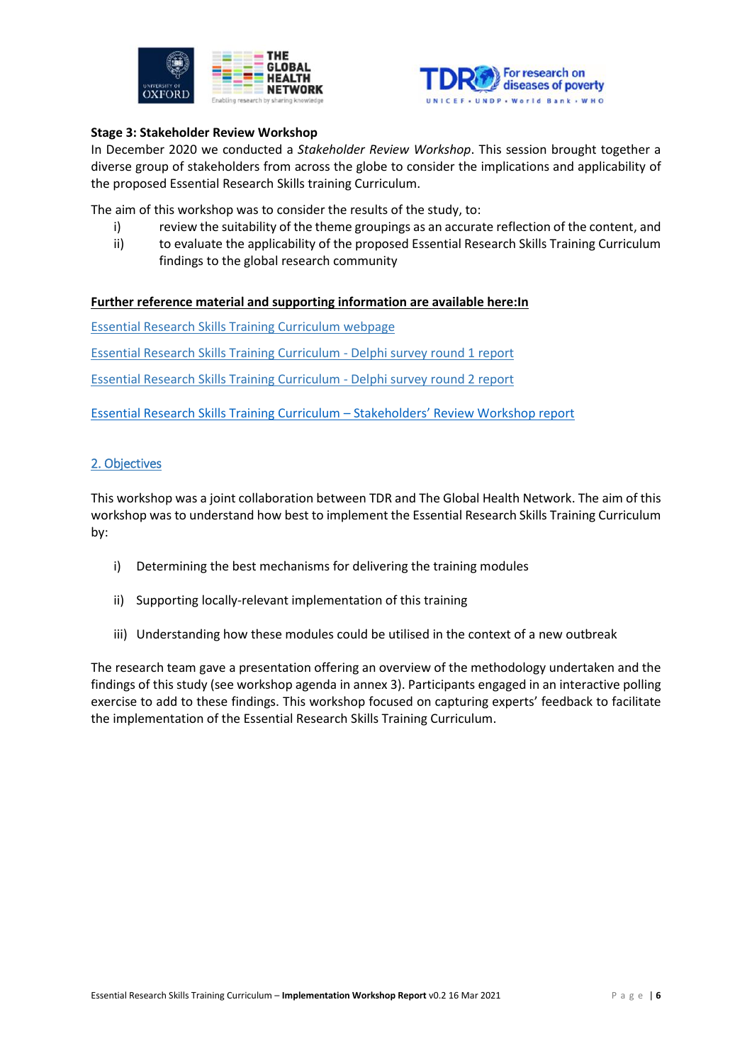**Stage 3: Stakeholder Review Workshop**

In December 2020 we conducted a *Stakeholder Review Workshop*. This session brought together a diverse group of stakeholders from across the globe to consider the implications and applicability of the proposed Essential Research Skills training Curriculum.

The aim of this workshop was to consider the results of the study, to:

i) review the suitability of the theme groupings as an accurate reflection of the content, and
ii) to evaluate the applicability of the proposed Essential Research Skills Training Curriculum findings to the global research community

**Further reference material and supporting information are available here:In**

Essential Research Skills Training Curriculum webpage

Essential Research Skills Training Curriculum - Delphi survey round 1 report

Essential Research Skills Training Curriculum - Delphi survey round 2 report

Essential Research Skills Training Curriculum – Stakeholders' Review Workshop report

## 2. Objectives

This workshop was a joint collaboration between TDR and The Global Health Network. The aim of this workshop was to understand how best to implement the Essential Research Skills Training Curriculum by:

i) Determining the best mechanisms for delivering the training modules

ii) Supporting locally-relevant implementation of this training

iii) Understanding how these modules could be utilised in the context of a new outbreak

The research team gave a presentation offering an overview of the methodology undertaken and the findings of this study (see workshop agenda in annex 3). Participants engaged in an interactive polling exercise to add to these findings. This workshop focused on capturing experts' feedback to facilitate the implementation of the Essential Research Skills Training Curriculum.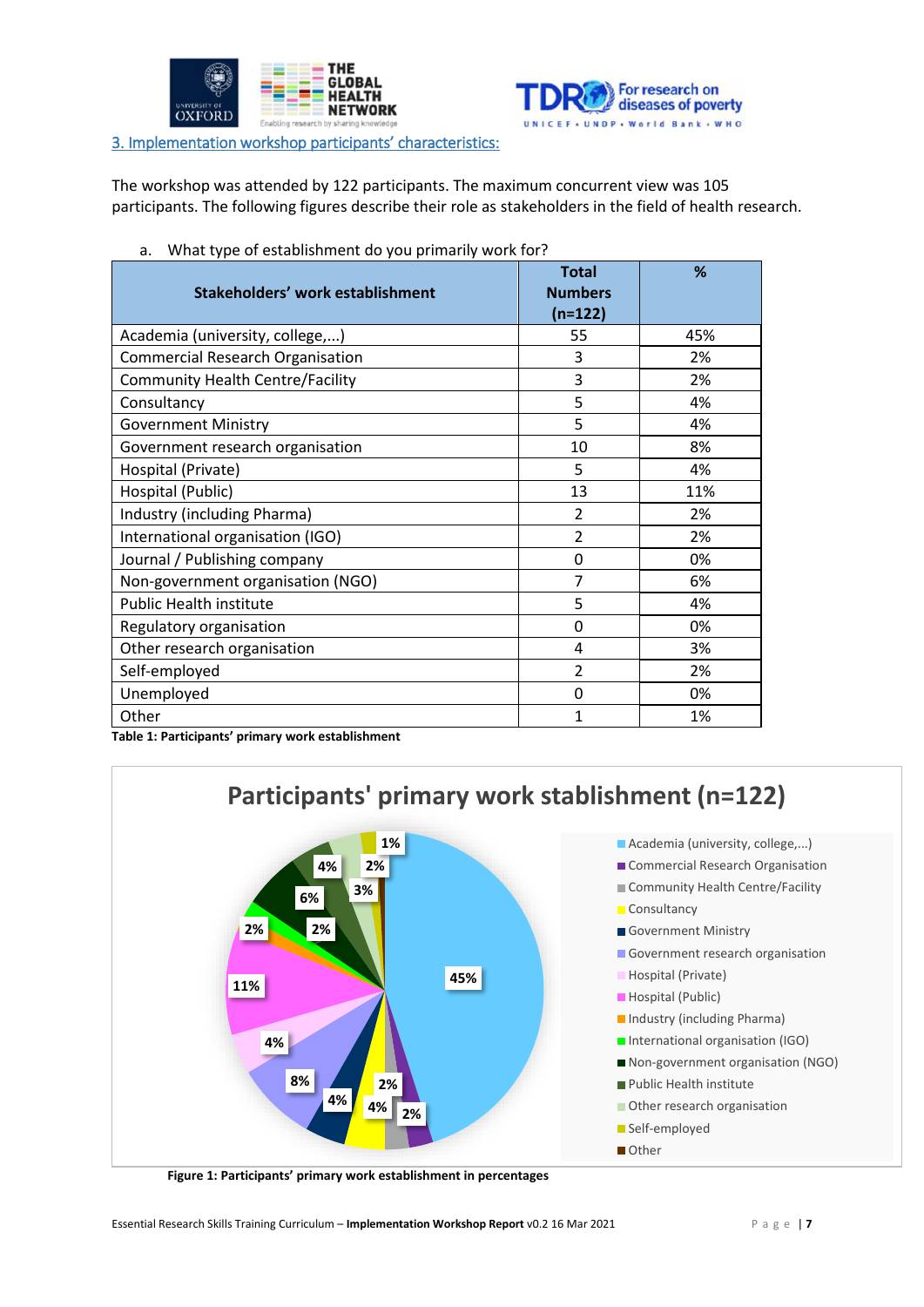## 3. Implementation workshop participants' characteristics:

The workshop was attended by 122 participants. The maximum concurrent view was 105 participants. The following figures describe their role as stakeholders in the field of health research.

a. What type of establishment do you primarily work for?

| Stakeholders' work establishment | Total Numbers (n=122) | % |
|---|---|---|
| Academia (university, college,...) | 55 | 45% |
| Commercial Research Organisation | 3 | 2% |
| Community Health Centre/Facility | 3 | 2% |
| Consultancy | 5 | 4% |
| Government Ministry | 5 | 4% |
| Government research organisation | 10 | 8% |
| Hospital (Private) | 5 | 4% |
| Hospital (Public) | 13 | 11% |
| Industry (including Pharma) | 2 | 2% |
| International organisation (IGO) | 2 | 2% |
| Journal / Publishing company | 0 | 0% |
| Non-government organisation (NGO) | 7 | 6% |
| Public Health institute | 5 | 4% |
| Regulatory organisation | 0 | 0% |
| Other research organisation | 4 | 3% |
| Self-employed | 2 | 2% |
| Unemployed | 0 | 0% |
| Other | 1 | 1% |

**Table 1: Participants' primary work establishment**

**Figure 1: Participants' primary work establishment in percentages**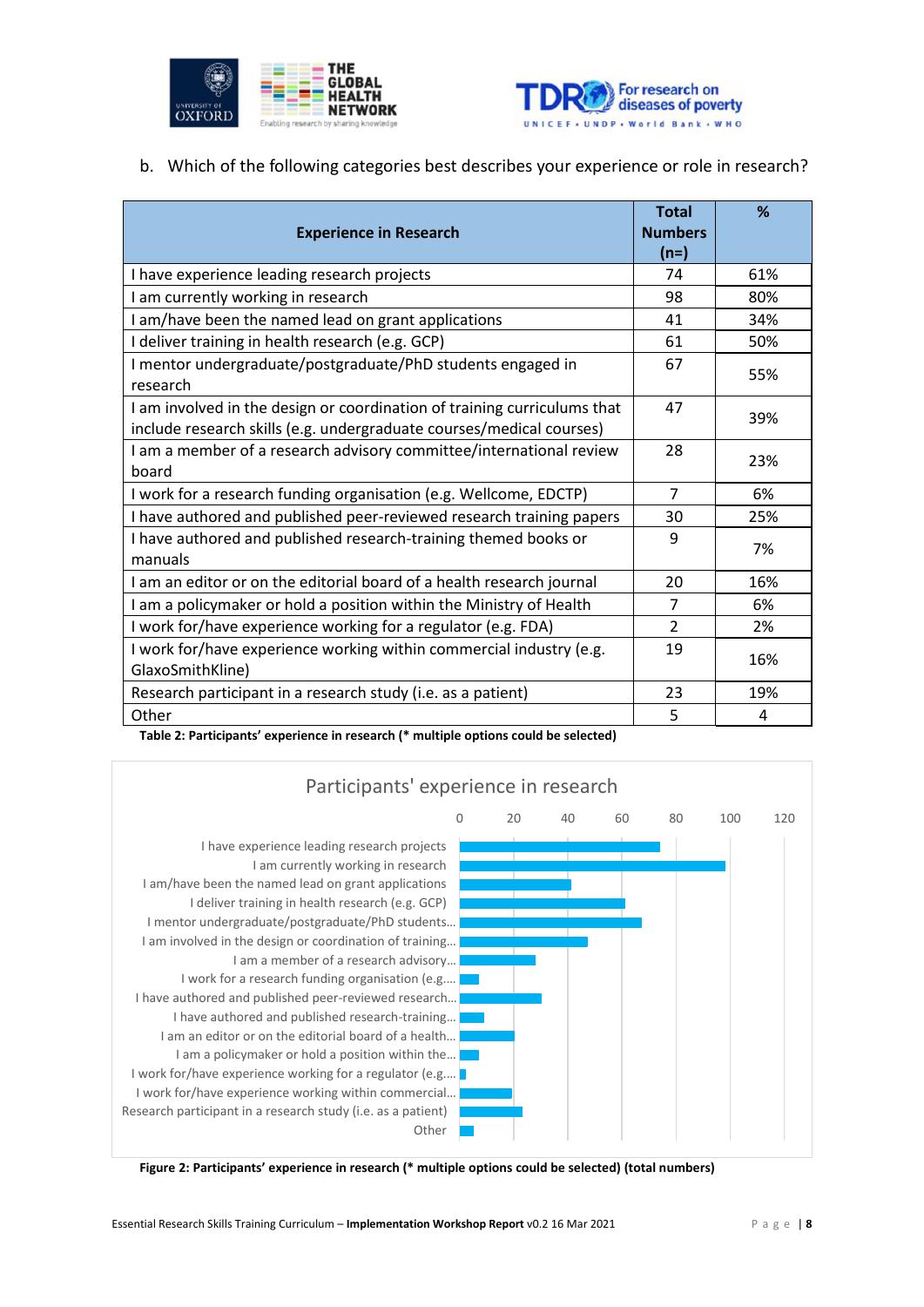b. Which of the following categories best describes your experience or role in research?

| Experience in Research | Total Numbers (n=) | % |
|---|---|---|
| I have experience leading research projects | 74 | 61% |
| I am currently working in research | 98 | 80% |
| I am/have been the named lead on grant applications | 41 | 34% |
| I deliver training in health research (e.g. GCP) | 61 | 50% |
| I mentor undergraduate/postgraduate/PhD students engaged in research | 67 | 55% |
| I am involved in the design or coordination of training curriculums that include research skills (e.g. undergraduate courses/medical courses) | 47 | 39% |
| I am a member of a research advisory committee/international review board | 28 | 23% |
| I work for a research funding organisation (e.g. Wellcome, EDCTP) | 7 | 6% |
| I have authored and published peer-reviewed research training papers | 30 | 25% |
| I have authored and published research-training themed books or manuals | 9 | 7% |
| I am an editor or on the editorial board of a health research journal | 20 | 16% |
| I am a policymaker or hold a position within the Ministry of Health | 7 | 6% |
| I work for/have experience working for a regulator (e.g. FDA) | 2 | 2% |
| I work for/have experience working within commercial industry (e.g. GlaxoSmithKline) | 19 | 16% |
| Research participant in a research study (i.e. as a patient) | 23 | 19% |
| Other | 5 | 4 |

**Table 2: Participants' experience in research (* multiple options could be selected)**

**Figure 2: Participants' experience in research (* multiple options could be selected) (total numbers)**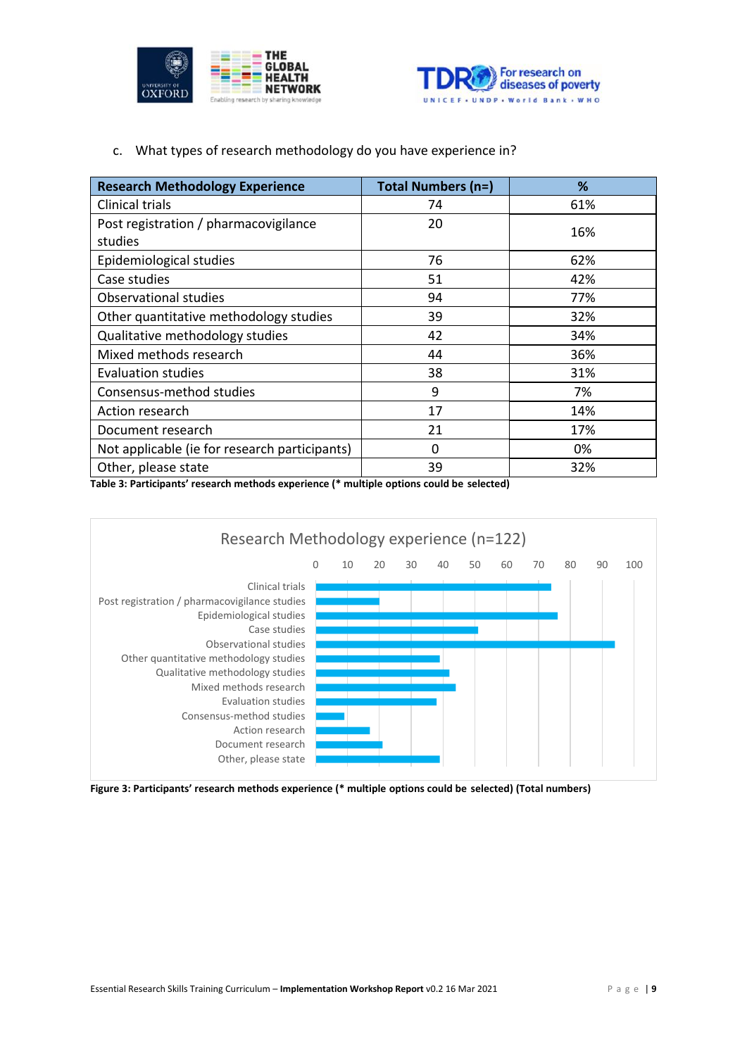c. What types of research methodology do you have experience in?

| Research Methodology Experience | Total Numbers (n=) | % |
|---|---|---|
| Clinical trials | 74 | 61% |
| Post registration / pharmacovigilance studies | 20 | 16% |
| Epidemiological studies | 76 | 62% |
| Case studies | 51 | 42% |
| Observational studies | 94 | 77% |
| Other quantitative methodology studies | 39 | 32% |
| Qualitative methodology studies | 42 | 34% |
| Mixed methods research | 44 | 36% |
| Evaluation studies | 38 | 31% |
| Consensus-method studies | 9 | 7% |
| Action research | 17 | 14% |
| Document research | 21 | 17% |
| Not applicable (ie for research participants) | 0 | 0% |
| Other, please state | 39 | 32% |

**Table 3: Participants' research methods experience (* multiple options could be selected)**

Research Methodology experience (n=122)

**Figure 3: Participants' research methods experience (* multiple options could be selected) (Total numbers)**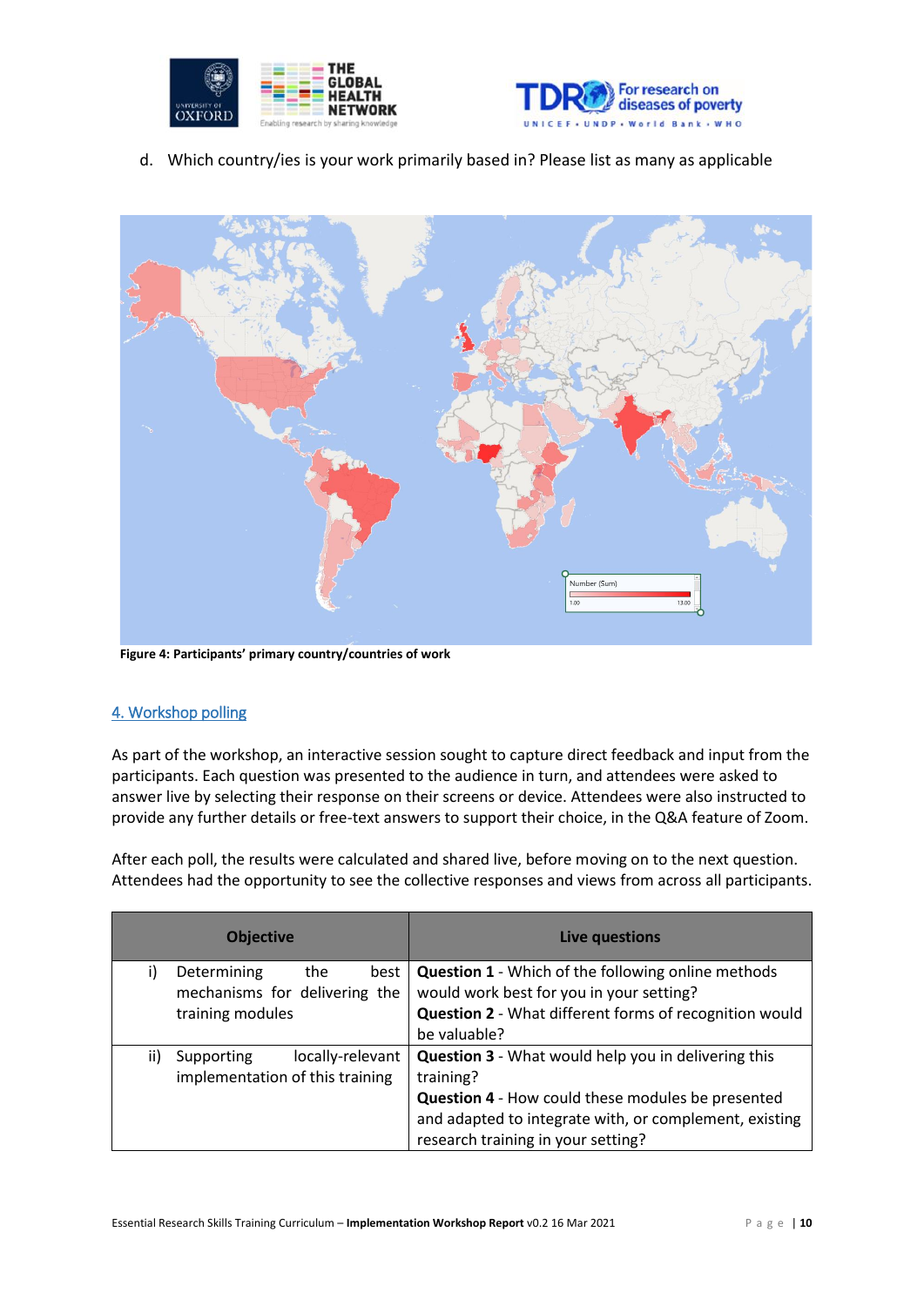d. Which country/ies is your work primarily based in? Please list as many as applicable

**Figure 4: Participants' primary country/countries of work**

## 4. Workshop polling

As part of the workshop, an interactive session sought to capture direct feedback and input from the participants. Each question was presented to the audience in turn, and attendees were asked to answer live by selecting their response on their screens or device. Attendees were also instructed to provide any further details or free-text answers to support their choice, in the Q&A feature of Zoom.

After each poll, the results were calculated and shared live, before moving on to the next question. Attendees had the opportunity to see the collective responses and views from across all participants.

| Objective | Live questions |
|---|---|
| i) Determining the best mechanisms for delivering the training modules | **Question 1** - Which of the following online methods would work best for you in your setting?<br>**Question 2** - What different forms of recognition would be valuable? |
| ii) Supporting locally-relevant implementation of this training | **Question 3** - What would help you in delivering this training?<br>**Question 4** - How could these modules be presented and adapted to integrate with, or complement, existing research training in your setting? |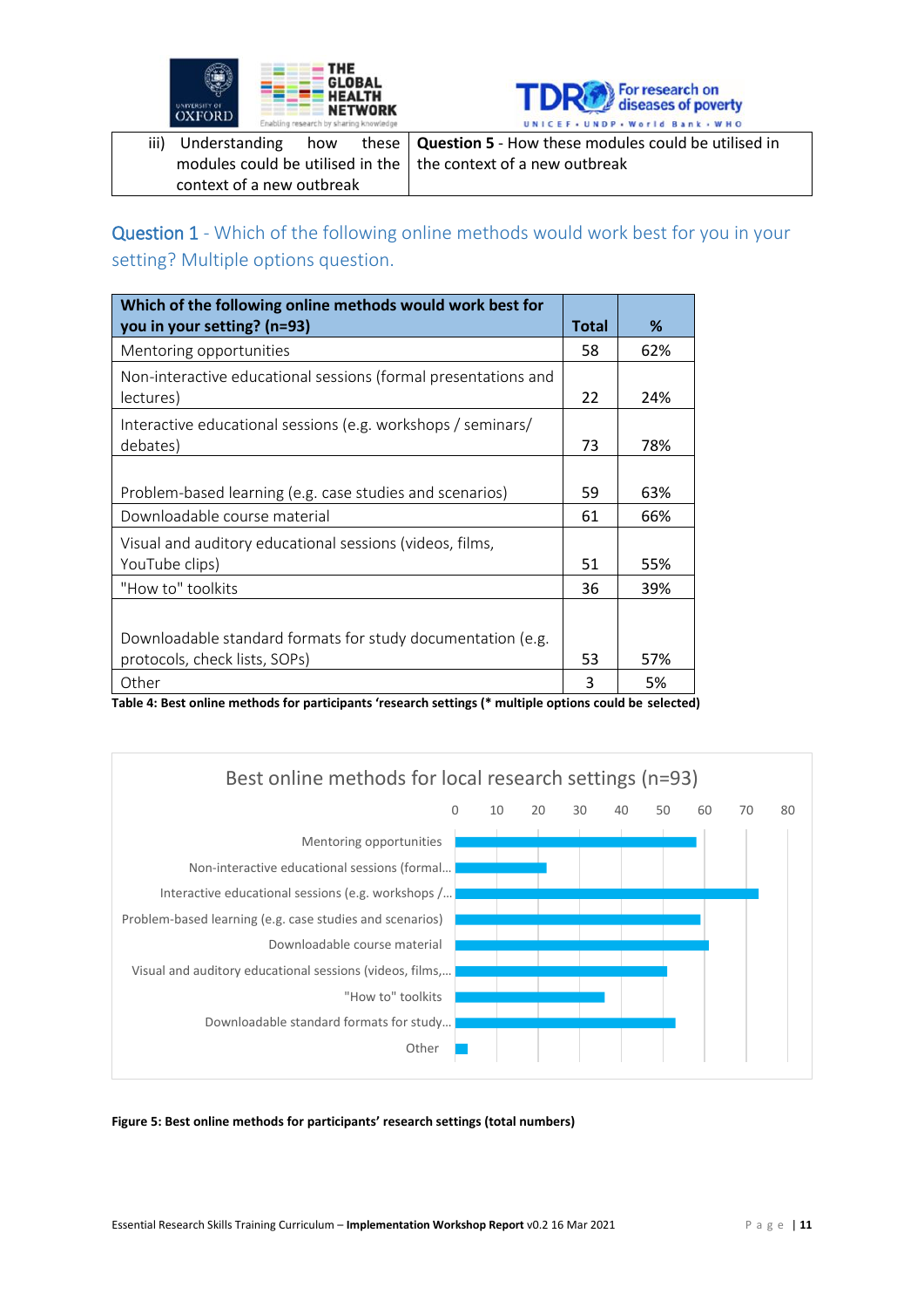| iii) Understanding how these modules could be utilised in the context of a new outbreak | **Question 5** - How these modules could be utilised in the context of a new outbreak |
|---|---|

## Question 1 - Which of the following online methods would work best for you in your setting? Multiple options question.

| Which of the following online methods would work best for you in your setting? (n=93) | Total | % |
|---|---|---|
| Mentoring opportunities | 58 | 62% |
| Non-interactive educational sessions (formal presentations and lectures) | 22 | 24% |
| Interactive educational sessions (e.g. workshops / seminars/ debates) | 73 | 78% |
| Problem-based learning (e.g. case studies and scenarios) | 59 | 63% |
| Downloadable course material | 61 | 66% |
| Visual and auditory educational sessions (videos, films, YouTube clips) | 51 | 55% |
| "How to" toolkits | 36 | 39% |
| Downloadable standard formats for study documentation (e.g. protocols, check lists, SOPs) | 53 | 57% |
| Other | 3 | 5% |

**Table 4: Best online methods for participants 'research settings (* multiple options could be selected)**

Best online methods for local research settings (n=93)

| Method | Total |
|---|---|
| Mentoring opportunities | 58 |
| Non-interactive educational sessions (formal… | 22 |
| Interactive educational sessions (e.g. workshops /… | 73 |
| Problem-based learning (e.g. case studies and scenarios) | 59 |
| Downloadable course material | 61 |
| Visual and auditory educational sessions (videos, films,… | 51 |
| "How to" toolkits | 36 |
| Downloadable standard formats for study… | 53 |
| Other | 3 |

**Figure 5: Best online methods for participants' research settings (total numbers)**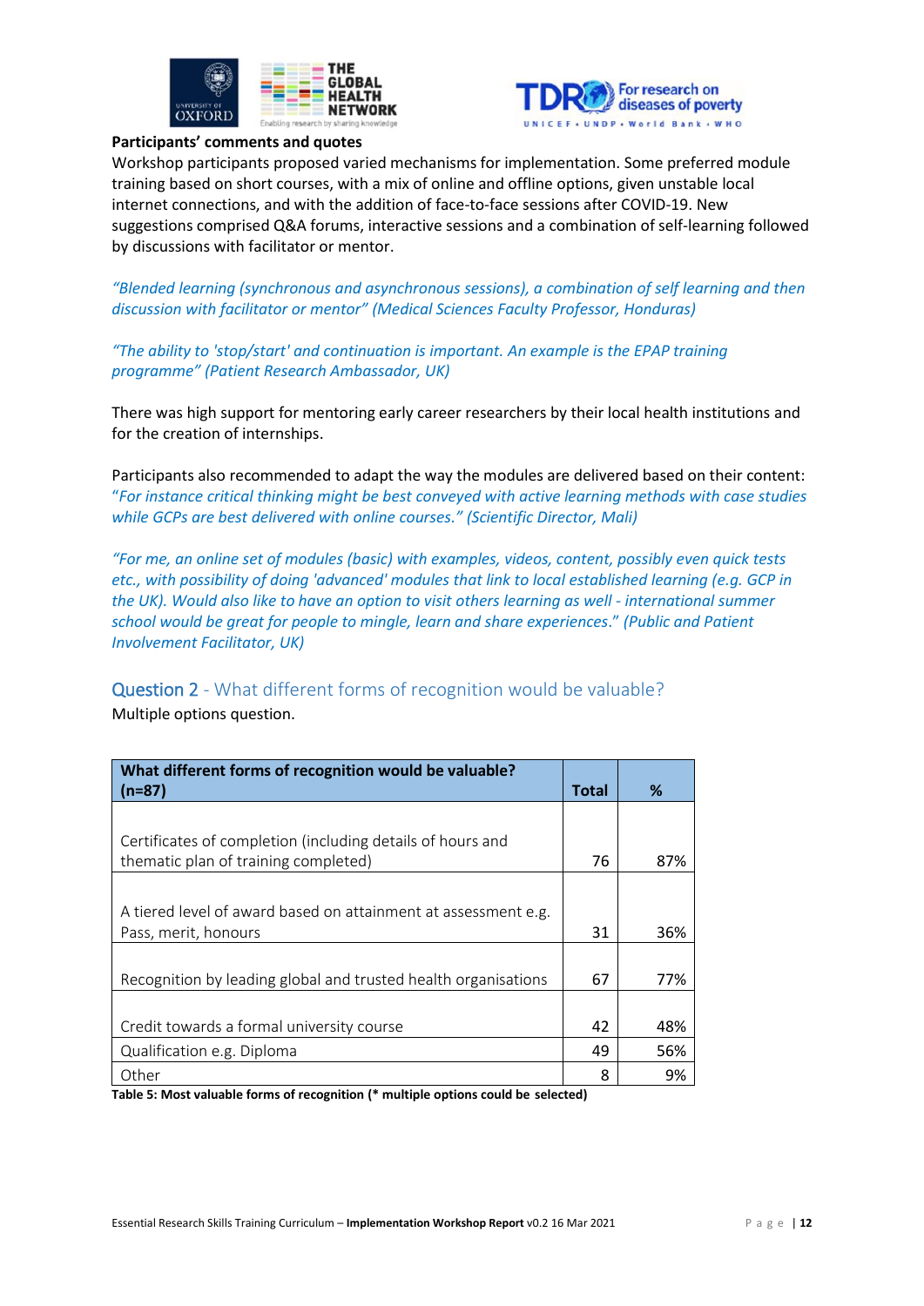**Participants' comments and quotes**

Workshop participants proposed varied mechanisms for implementation. Some preferred module training based on short courses, with a mix of online and offline options, given unstable local internet connections, and with the addition of face-to-face sessions after COVID-19. New suggestions comprised Q&A forums, interactive sessions and a combination of self-learning followed by discussions with facilitator or mentor.

*"Blended learning (synchronous and asynchronous sessions), a combination of self learning and then discussion with facilitator or mentor" (Medical Sciences Faculty Professor, Honduras)*

*"The ability to 'stop/start' and continuation is important. An example is the EPAP training programme" (Patient Research Ambassador, UK)*

There was high support for mentoring early career researchers by their local health institutions and for the creation of internships.

Participants also recommended to adapt the way the modules are delivered based on their content: *"For instance critical thinking might be best conveyed with active learning methods with case studies while GCPs are best delivered with online courses." (Scientific Director, Mali)*

*"For me, an online set of modules (basic) with examples, videos, content, possibly even quick tests etc., with possibility of doing 'advanced' modules that link to local established learning (e.g. GCP in the UK). Would also like to have an option to visit others learning as well - international summer school would be great for people to mingle, learn and share experiences." (Public and Patient Involvement Facilitator, UK)*

## Question 2 - What different forms of recognition would be valuable?

Multiple options question.

| What different forms of recognition would be valuable? (n=87) | Total | % |
|---|---|---|
| Certificates of completion (including details of hours and thematic plan of training completed) | 76 | 87% |
| A tiered level of award based on attainment at assessment e.g. Pass, merit, honours | 31 | 36% |
| Recognition by leading global and trusted health organisations | 67 | 77% |
| Credit towards a formal university course | 42 | 48% |
| Qualification e.g. Diploma | 49 | 56% |
| Other | 8 | 9% |

**Table 5: Most valuable forms of recognition (* multiple options could be selected)**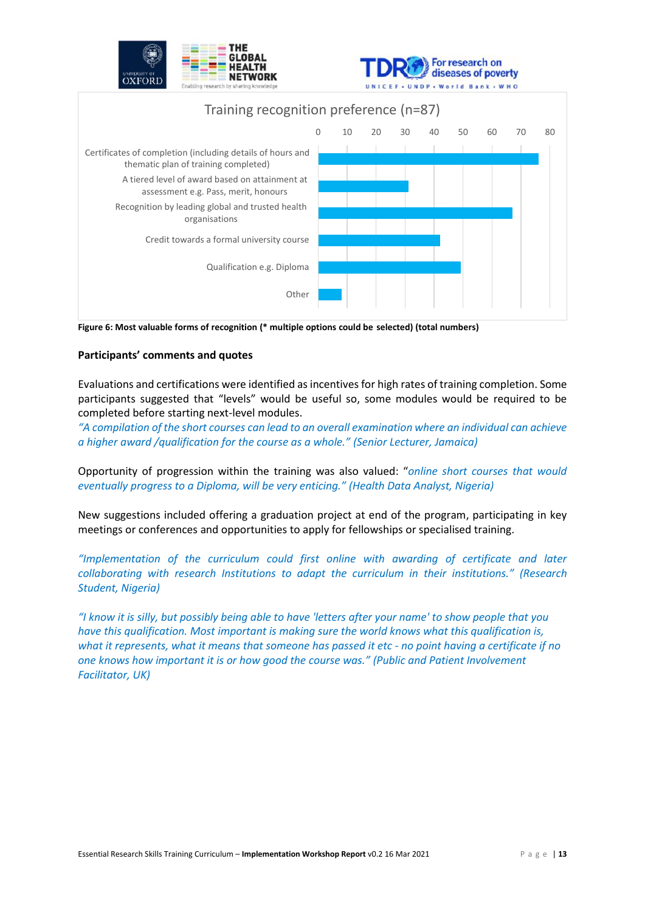Training recognition preference (n=87)

Figure 6: Most valuable forms of recognition (* multiple options could be selected) (total numbers)

**Participants' comments and quotes**

Evaluations and certifications were identified as incentives for high rates of training completion. Some participants suggested that "levels" would be useful so, some modules would be required to be completed before starting next-level modules.

*"A compilation of the short courses can lead to an overall examination where an individual can achieve a higher award /qualification for the course as a whole." (Senior Lecturer, Jamaica)*

Opportunity of progression within the training was also valued: "*online short courses that would eventually progress to a Diploma, will be very enticing." (Health Data Analyst, Nigeria)*

New suggestions included offering a graduation project at end of the program, participating in key meetings or conferences and opportunities to apply for fellowships or specialised training.

*"Implementation of the curriculum could first online with awarding of certificate and later collaborating with research Institutions to adapt the curriculum in their institutions." (Research Student, Nigeria)*

*"I know it is silly, but possibly being able to have 'letters after your name' to show people that you have this qualification. Most important is making sure the world knows what this qualification is, what it represents, what it means that someone has passed it etc - no point having a certificate if no one knows how important it is or how good the course was." (Public and Patient Involvement Facilitator, UK)*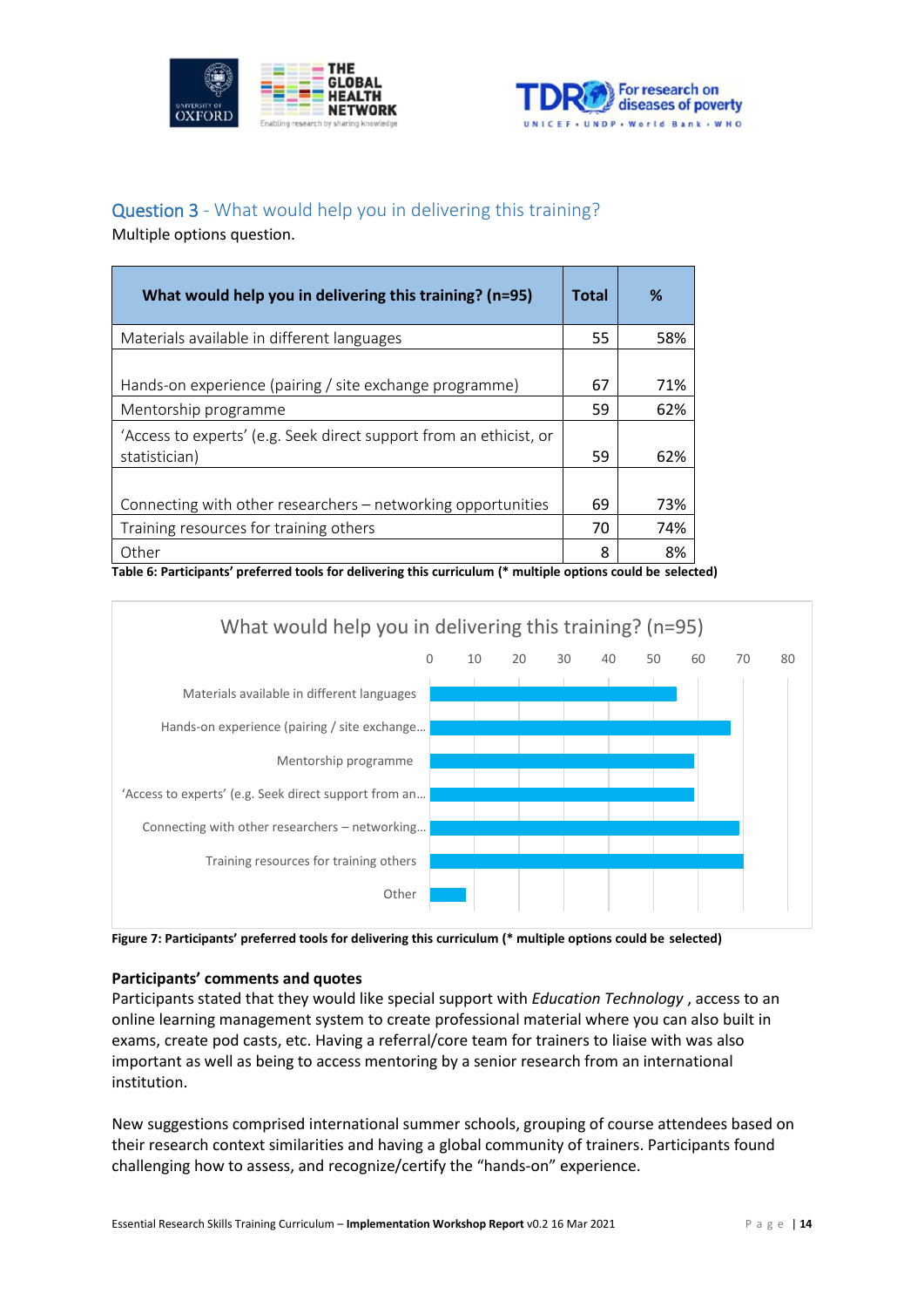## Question 3 - What would help you in delivering this training?

Multiple options question.

| What would help you in delivering this training? (n=95) | Total | % |
|---|---|---|
| Materials available in different languages | 55 | 58% |
| Hands-on experience (pairing / site exchange programme) | 67 | 71% |
| Mentorship programme | 59 | 62% |
| 'Access to experts' (e.g. Seek direct support from an ethicist, or statistician) | 59 | 62% |
| Connecting with other researchers – networking opportunities | 69 | 73% |
| Training resources for training others | 70 | 74% |
| Other | 8 | 8% |

**Table 6: Participants' preferred tools for delivering this curriculum (\* multiple options could be selected)**

**Figure 7: Participants' preferred tools for delivering this curriculum (\* multiple options could be selected)**

**Participants' comments and quotes**

Participants stated that they would like special support with *Education Technology* , access to an online learning management system to create professional material where you can also built in exams, create pod casts, etc. Having a referral/core team for trainers to liaise with was also important as well as being to access mentoring by a senior research from an international institution.

New suggestions comprised international summer schools, grouping of course attendees based on their research context similarities and having a global community of trainers. Participants found challenging how to assess, and recognize/certify the "hands-on" experience.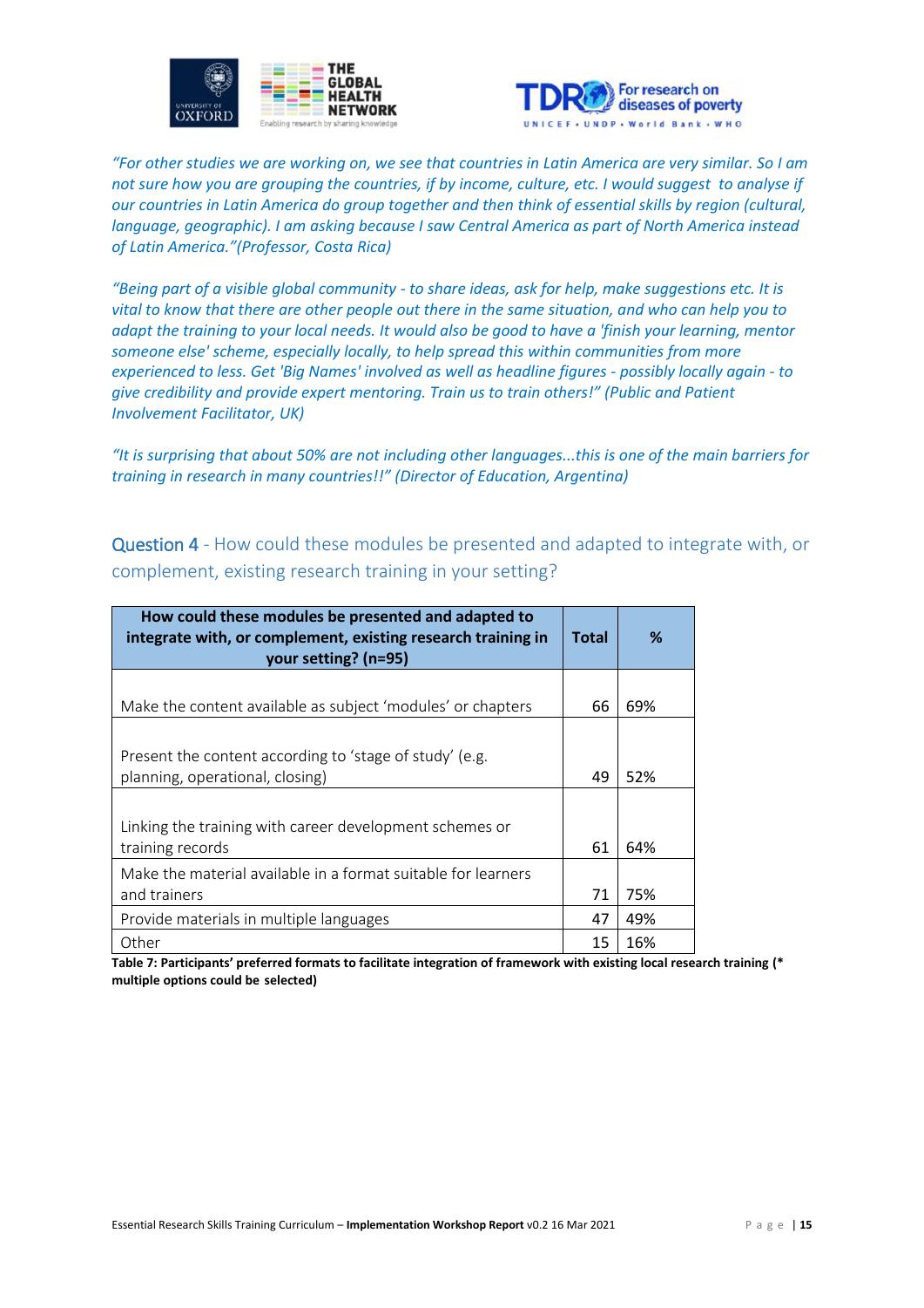*"For other studies we are working on, we see that countries in Latin America are very similar. So I am not sure how you are grouping the countries, if by income, culture, etc. I would suggest to analyse if our countries in Latin America do group together and then think of essential skills by region (cultural, language, geographic). I am asking because I saw Central America as part of North America instead of Latin America."(Professor, Costa Rica)*

*"Being part of a visible global community - to share ideas, ask for help, make suggestions etc. It is vital to know that there are other people out there in the same situation, and who can help you to adapt the training to your local needs. It would also be good to have a 'finish your learning, mentor someone else' scheme, especially locally, to help spread this within communities from more experienced to less. Get 'Big Names' involved as well as headline figures - possibly locally again - to give credibility and provide expert mentoring. Train us to train others!" (Public and Patient Involvement Facilitator, UK)*

*"It is surprising that about 50% are not including other languages...this is one of the main barriers for training in research in many countries!!" (Director of Education, Argentina)*

## Question 4 - How could these modules be presented and adapted to integrate with, or complement, existing research training in your setting?

| How could these modules be presented and adapted to integrate with, or complement, existing research training in your setting? (n=95) | Total | % |
|---|---|---|
| Make the content available as subject 'modules' or chapters | 66 | 69% |
| Present the content according to 'stage of study' (e.g. planning, operational, closing) | 49 | 52% |
| Linking the training with career development schemes or training records | 61 | 64% |
| Make the material available in a format suitable for learners and trainers | 71 | 75% |
| Provide materials in multiple languages | 47 | 49% |
| Other | 15 | 16% |

**Table 7: Participants' preferred formats to facilitate integration of framework with existing local research training (* multiple options could be selected)**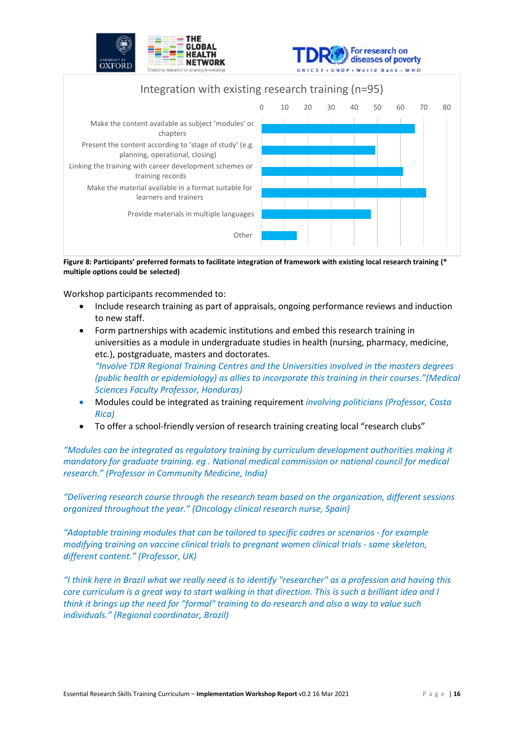Integration with existing research training (n=95)

| Option | Approx. count |
| --- | --- |
| Make the content available as subject 'modules' or chapters | 66 |
| Present the content according to 'stage of study' (e.g. planning, operational, closing) | 49 |
| Linking the training with career development schemes or training records | 61 |
| Make the material available in a format suitable for learners and trainers | 71 |
| Provide materials in multiple languages | 47 |
| Other | 15 |

**Figure 8: Participants' preferred formats to facilitate integration of framework with existing local research training (* multiple options could be selected)**

Workshop participants recommended to:

- Include research training as part of appraisals, ongoing performance reviews and induction to new staff.
- Form partnerships with academic institutions and embed this research training in universities as a module in undergraduate studies in health (nursing, pharmacy, medicine, etc.), postgraduate, masters and doctorates.
  *"Involve TDR Regional Training Centres and the Universities involved in the masters degrees (public health or epidemiology) as allies to incorporate this training in their courses."(Medical Sciences Faculty Professor, Honduras)*
- Modules could be integrated as training requirement *involving politicians (Professor, Costa Rica)*
- To offer a school-friendly version of research training creating local "research clubs"

*"Modules can be integrated as regulatory training by curriculum development authorities making it mandatory for graduate training. eg . National medical commission or national council for medical research." (Professor in Community Medicine, India)*

*"Delivering research course through the research team based on the organization, different sessions organized throughout the year." (Oncology clinical research nurse, Spain)*

*"Adaptable training modules that can be tailored to specific cadres or scenarios - for example modifying training on vaccine clinical trials to pregnant women clinical trials - same skeleton, different content." (Professor, UK)*

*"I think here in Brazil what we really need is to identify "researcher" as a profession and having this core curriculum is a great way to start walking in that direction. This is such a brilliant idea and I think it brings up the need for "formal" training to do research and also a way to value such individuals." (Regional coordinator, Brazil)*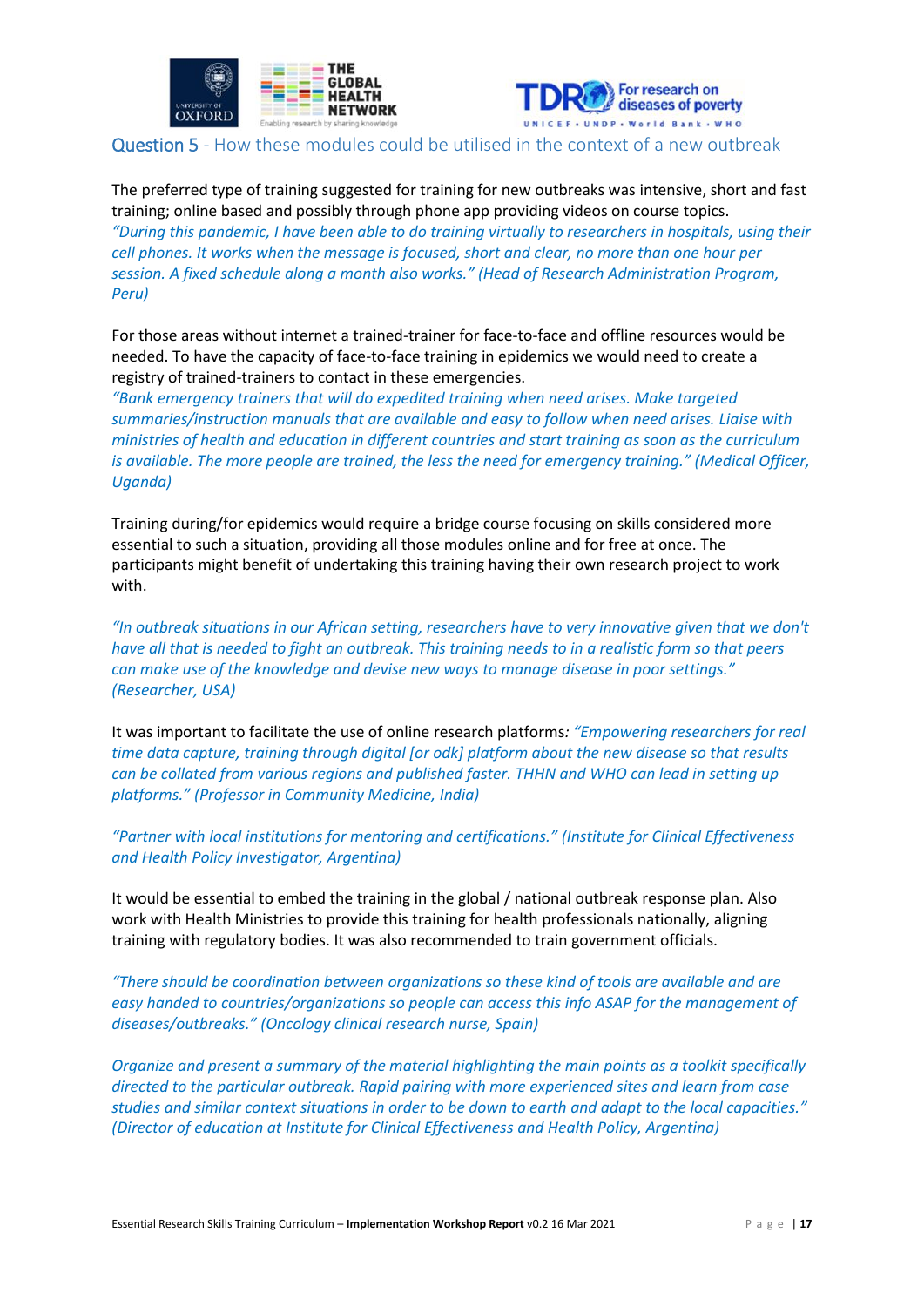## Question 5 - How these modules could be utilised in the context of a new outbreak

The preferred type of training suggested for training for new outbreaks was intensive, short and fast training; online based and possibly through phone app providing videos on course topics.

*"During this pandemic, I have been able to do training virtually to researchers in hospitals, using their cell phones. It works when the message is focused, short and clear, no more than one hour per session. A fixed schedule along a month also works." (Head of Research Administration Program, Peru)*

For those areas without internet a trained-trainer for face-to-face and offline resources would be needed. To have the capacity of face-to-face training in epidemics we would need to create a registry of trained-trainers to contact in these emergencies.

*"Bank emergency trainers that will do expedited training when need arises. Make targeted summaries/instruction manuals that are available and easy to follow when need arises. Liaise with ministries of health and education in different countries and start training as soon as the curriculum is available. The more people are trained, the less the need for emergency training." (Medical Officer, Uganda)*

Training during/for epidemics would require a bridge course focusing on skills considered more essential to such a situation, providing all those modules online and for free at once. The participants might benefit of undertaking this training having their own research project to work with.

*"In outbreak situations in our African setting, researchers have to very innovative given that we don't have all that is needed to fight an outbreak. This training needs to in a realistic form so that peers can make use of the knowledge and devise new ways to manage disease in poor settings." (Researcher, USA)*

It was important to facilitate the use of online research platforms: *"Empowering researchers for real time data capture, training through digital [or odk] platform about the new disease so that results can be collated from various regions and published faster. THHN and WHO can lead in setting up platforms." (Professor in Community Medicine, India)*

*"Partner with local institutions for mentoring and certifications." (Institute for Clinical Effectiveness and Health Policy Investigator, Argentina)*

It would be essential to embed the training in the global / national outbreak response plan. Also work with Health Ministries to provide this training for health professionals nationally, aligning training with regulatory bodies. It was also recommended to train government officials.

*"There should be coordination between organizations so these kind of tools are available and are easy handed to countries/organizations so people can access this info ASAP for the management of diseases/outbreaks." (Oncology clinical research nurse, Spain)*

*Organize and present a summary of the material highlighting the main points as a toolkit specifically directed to the particular outbreak. Rapid pairing with more experienced sites and learn from case studies and similar context situations in order to be down to earth and adapt to the local capacities." (Director of education at Institute for Clinical Effectiveness and Health Policy, Argentina)*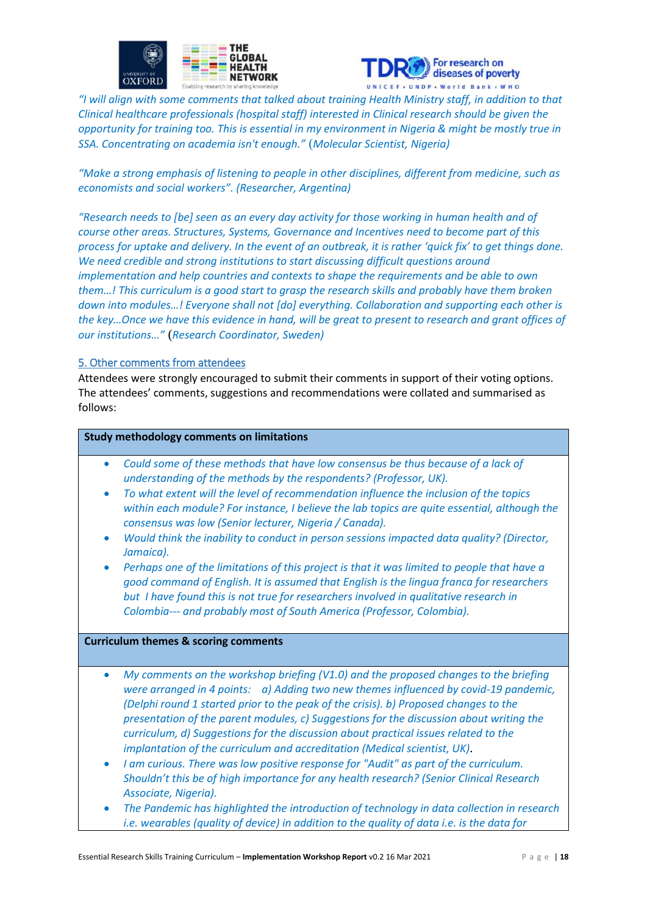*"I will align with some comments that talked about training Health Ministry staff, in addition to that Clinical healthcare professionals (hospital staff) interested in Clinical research should be given the opportunity for training too. This is essential in my environment in Nigeria & might be mostly true in SSA. Concentrating on academia isn't enough."* (*Molecular Scientist, Nigeria)*

*"Make a strong emphasis of listening to people in other disciplines, different from medicine, such as economists and social workers". (Researcher, Argentina)*

*"Research needs to [be] seen as an every day activity for those working in human health and of course other areas. Structures, Systems, Governance and Incentives need to become part of this process for uptake and delivery. In the event of an outbreak, it is rather 'quick fix' to get things done. We need credible and strong institutions to start discussing difficult questions around implementation and help countries and contexts to shape the requirements and be able to own them…! This curriculum is a good start to grasp the research skills and probably have them broken down into modules…! Everyone shall not [do] everything. Collaboration and supporting each other is the key…Once we have this evidence in hand, will be great to present to research and grant offices of our institutions…"* (*Research Coordinator, Sweden)*

## 5. Other comments from attendees

Attendees were strongly encouraged to submit their comments in support of their voting options. The attendees' comments, suggestions and recommendations were collated and summarised as follows:

| **Study methodology comments on limitations** |
|---|
| • *Could some of these methods that have low consensus be thus because of a lack of understanding of the methods by the respondents? (Professor, UK).*<br>• *To what extent will the level of recommendation influence the inclusion of the topics within each module? For instance, I believe the lab topics are quite essential, although the consensus was low (Senior lecturer, Nigeria / Canada).*<br>• *Would think the inability to conduct in person sessions impacted data quality? (Director, Jamaica).*<br>• *Perhaps one of the limitations of this project is that it was limited to people that have a good command of English. It is assumed that English is the lingua franca for researchers but I have found this is not true for researchers involved in qualitative research in Colombia--- and probably most of South America (Professor, Colombia).* |
| **Curriculum themes & scoring comments** |
| • *My comments on the workshop briefing (V1.0) and the proposed changes to the briefing were arranged in 4 points: a) Adding two new themes influenced by covid-19 pandemic, (Delphi round 1 started prior to the peak of the crisis). b) Proposed changes to the presentation of the parent modules, c) Suggestions for the discussion about writing the curriculum, d) Suggestions for the discussion about practical issues related to the implantation of the curriculum and accreditation (Medical scientist, UK).*<br>• *I am curious. There was low positive response for "Audit" as part of the curriculum. Shouldn't this be of high importance for any health research? (Senior Clinical Research Associate, Nigeria).*<br>• *The Pandemic has highlighted the introduction of technology in data collection in research i.e. wearables (quality of device) in addition to the quality of data i.e. is the data for* |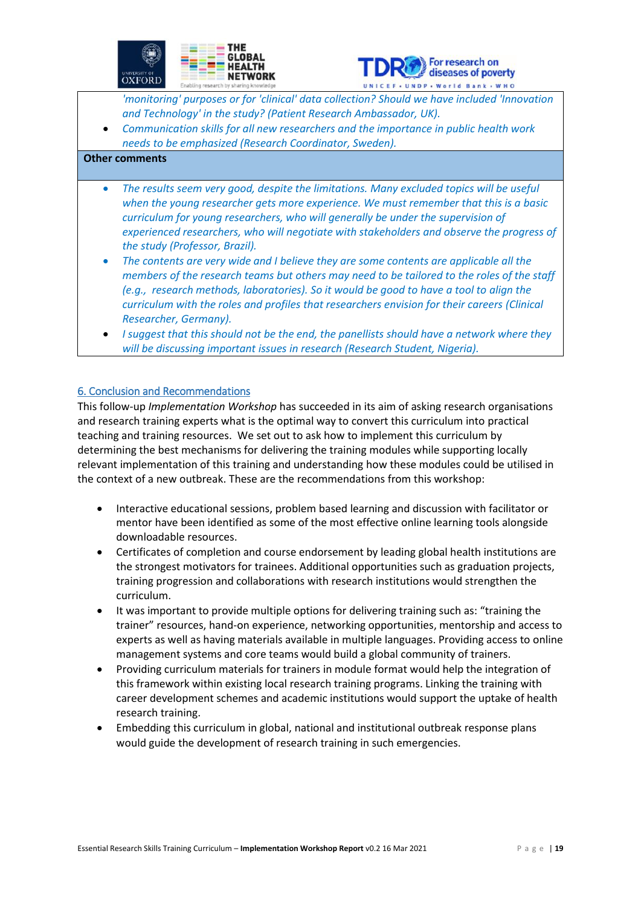*'monitoring' purposes or for 'clinical' data collection? Should we have included 'Innovation and Technology' in the study? (Patient Research Ambassador, UK).*

- *Communication skills for all new researchers and the importance in public health work needs to be emphasized (Research Coordinator, Sweden).*

**Other comments**

- *The results seem very good, despite the limitations. Many excluded topics will be useful when the young researcher gets more experience. We must remember that this is a basic curriculum for young researchers, who will generally be under the supervision of experienced researchers, who will negotiate with stakeholders and observe the progress of the study (Professor, Brazil).*
- *The contents are very wide and I believe they are some contents are applicable all the members of the research teams but others may need to be tailored to the roles of the staff (e.g., research methods, laboratories). So it would be good to have a tool to align the curriculum with the roles and profiles that researchers envision for their careers (Clinical Researcher, Germany).*
- *I suggest that this should not be the end, the panellists should have a network where they will be discussing important issues in research (Research Student, Nigeria).*

## 6. Conclusion and Recommendations

This follow-up *Implementation Workshop* has succeeded in its aim of asking research organisations and research training experts what is the optimal way to convert this curriculum into practical teaching and training resources. We set out to ask how to implement this curriculum by determining the best mechanisms for delivering the training modules while supporting locally relevant implementation of this training and understanding how these modules could be utilised in the context of a new outbreak. These are the recommendations from this workshop:

- Interactive educational sessions, problem based learning and discussion with facilitator or mentor have been identified as some of the most effective online learning tools alongside downloadable resources.
- Certificates of completion and course endorsement by leading global health institutions are the strongest motivators for trainees. Additional opportunities such as graduation projects, training progression and collaborations with research institutions would strengthen the curriculum.
- It was important to provide multiple options for delivering training such as: "training the trainer" resources, hand-on experience, networking opportunities, mentorship and access to experts as well as having materials available in multiple languages. Providing access to online management systems and core teams would build a global community of trainers.
- Providing curriculum materials for trainers in module format would help the integration of this framework within existing local research training programs. Linking the training with career development schemes and academic institutions would support the uptake of health research training.
- Embedding this curriculum in global, national and institutional outbreak response plans would guide the development of research training in such emergencies.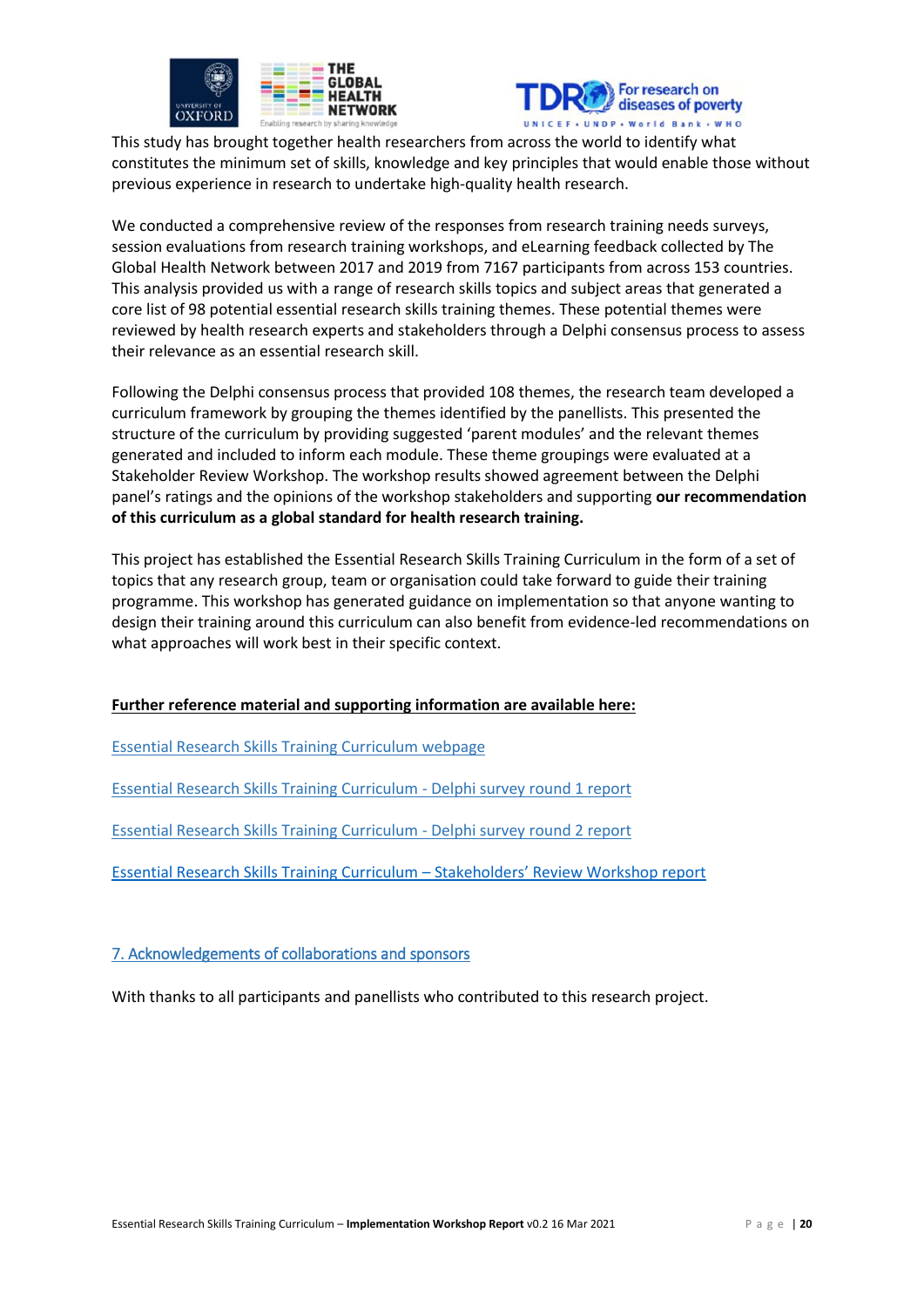This study has brought together health researchers from across the world to identify what constitutes the minimum set of skills, knowledge and key principles that would enable those without previous experience in research to undertake high-quality health research.

We conducted a comprehensive review of the responses from research training needs surveys, session evaluations from research training workshops, and eLearning feedback collected by The Global Health Network between 2017 and 2019 from 7167 participants from across 153 countries. This analysis provided us with a range of research skills topics and subject areas that generated a core list of 98 potential essential research skills training themes. These potential themes were reviewed by health research experts and stakeholders through a Delphi consensus process to assess their relevance as an essential research skill.

Following the Delphi consensus process that provided 108 themes, the research team developed a curriculum framework by grouping the themes identified by the panellists. This presented the structure of the curriculum by providing suggested 'parent modules' and the relevant themes generated and included to inform each module. These theme groupings were evaluated at a Stakeholder Review Workshop. The workshop results showed agreement between the Delphi panel's ratings and the opinions of the workshop stakeholders and supporting **our recommendation of this curriculum as a global standard for health research training.**

This project has established the Essential Research Skills Training Curriculum in the form of a set of topics that any research group, team or organisation could take forward to guide their training programme. This workshop has generated guidance on implementation so that anyone wanting to design their training around this curriculum can also benefit from evidence-led recommendations on what approaches will work best in their specific context.

**Further reference material and supporting information are available here:**

Essential Research Skills Training Curriculum webpage

Essential Research Skills Training Curriculum - Delphi survey round 1 report

Essential Research Skills Training Curriculum - Delphi survey round 2 report

Essential Research Skills Training Curriculum – Stakeholders' Review Workshop report

## 7. Acknowledgements of collaborations and sponsors

With thanks to all participants and panellists who contributed to this research project.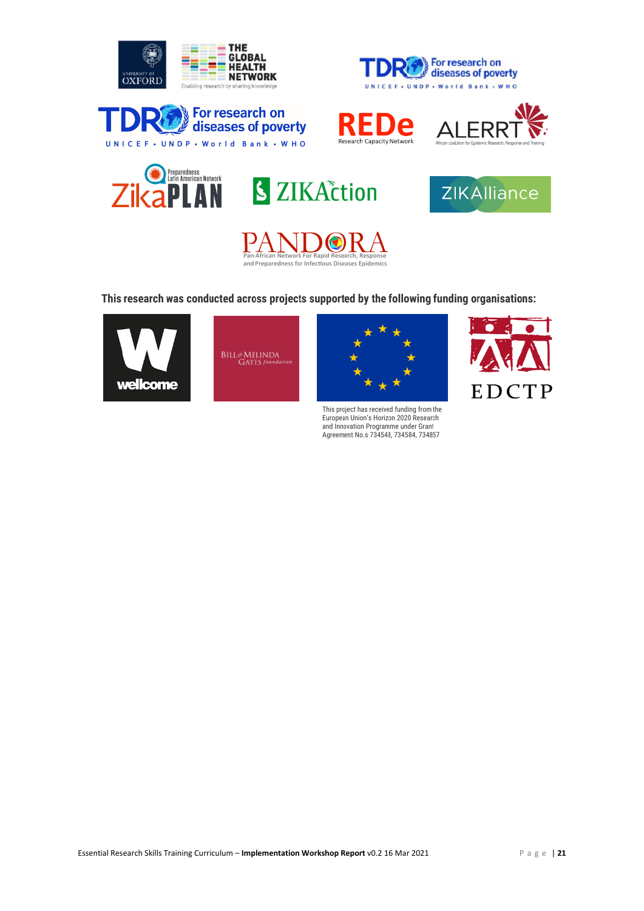**This research was conducted across projects supported by the following funding organisations:**

This project has received funding from the European Union's Horizon 2020 Research and Innovation Programme under Grant Agreement No.s 734548, 734584, 734857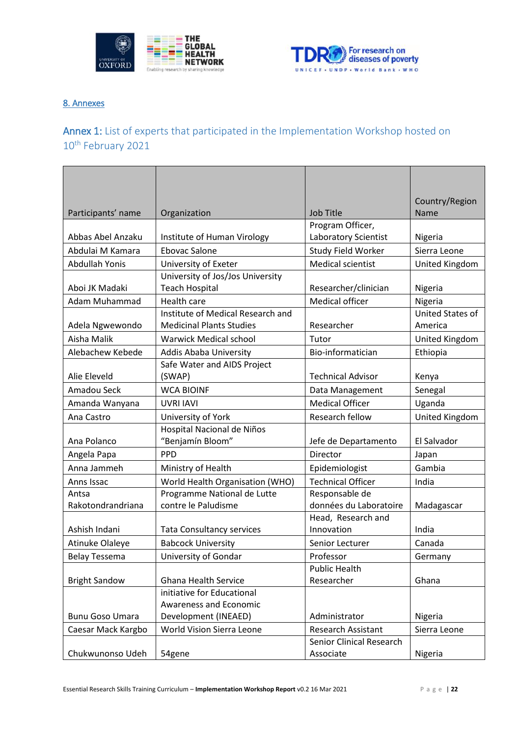## 8. Annexes

### Annex 1: List of experts that participated in the Implementation Workshop hosted on 10th February 2021

| Participants' name | Organization | Job Title | Country/Region Name |
|---|---|---|---|
| Abbas Abel Anzaku | Institute of Human Virology | Program Officer, Laboratory Scientist | Nigeria |
| Abdulai M Kamara | Ebovac Salone | Study Field Worker | Sierra Leone |
| Abdullah Yonis | University of Exeter | Medical scientist | United Kingdom |
| Aboi JK Madaki | University of Jos/Jos University Teach Hospital | Researcher/clinician | Nigeria |
| Adam Muhammad | Health care | Medical officer | Nigeria |
| Adela Ngwewondo | Institute of Medical Research and Medicinal Plants Studies | Researcher | United States of America |
| Aisha Malik | Warwick Medical school | Tutor | United Kingdom |
| Alebachew Kebede | Addis Ababa University | Bio-informatician | Ethiopia |
| Alie Eleveld | Safe Water and AIDS Project (SWAP) | Technical Advisor | Kenya |
| Amadou Seck | WCA BIOINF | Data Management | Senegal |
| Amanda Wanyana | UVRI IAVI | Medical Officer | Uganda |
| Ana Castro | University of York | Research fellow | United Kingdom |
| Ana Polanco | Hospital Nacional de Niños "Benjamín Bloom" | Jefe de Departamento | El Salvador |
| Angela Papa | PPD | Director | Japan |
| Anna Jammeh | Ministry of Health | Epidemiologist | Gambia |
| Anns Issac | World Health Organisation (WHO) | Technical Officer | India |
| Antsa Rakotondrandriana | Programme National de Lutte contre le Paludisme | Responsable de données du Laboratoire | Madagascar |
| Ashish Indani | Tata Consultancy services | Head, Research and Innovation | India |
| Atinuke Olaleye | Babcock University | Senior Lecturer | Canada |
| Belay Tessema | University of Gondar | Professor | Germany |
| Bright Sandow | Ghana Health Service | Public Health Researcher | Ghana |
| Bunu Goso Umara | initiative for Educational Awareness and Economic Development (INEAED) | Administrator | Nigeria |
| Caesar Mack Kargbo | World Vision Sierra Leone | Research Assistant | Sierra Leone |
| Chukwunonso Udeh | 54gene | Senior Clinical Research Associate | Nigeria |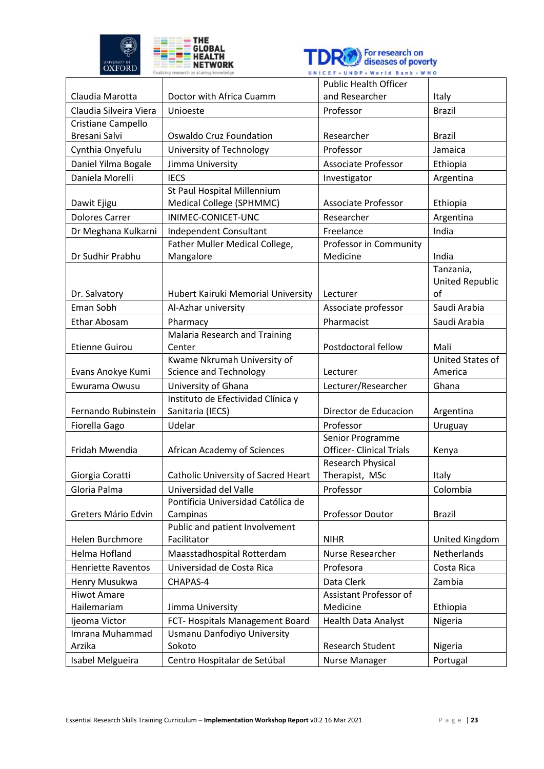| Claudia Marotta | Doctor with Africa Cuamm | Public Health Officer and Researcher | Italy |
|---|---|---|---|
| Claudia Silveira Viera | Unioeste | Professor | Brazil |
| Cristiane Campello Bresani Salvi | Oswaldo Cruz Foundation | Researcher | Brazil |
| Cynthia Onyefulu | University of Technology | Professor | Jamaica |
| Daniel Yilma Bogale | Jimma University | Associate Professor | Ethiopia |
| Daniela Morelli | IECS | Investigator | Argentina |
| Dawit Ejigu | St Paul Hospital Millennium Medical College (SPHMMC) | Associate Professor | Ethiopia |
| Dolores Carrer | INIMEC-CONICET-UNC | Researcher | Argentina |
| Dr Meghana Kulkarni | Independent Consultant | Freelance | India |
| Dr Sudhir Prabhu | Father Muller Medical College, Mangalore | Professor in Community Medicine | India |
| Dr. Salvatory | Hubert Kairuki Memorial University | Lecturer | Tanzania, United Republic of |
| Eman Sobh | Al-Azhar university | Associate professor | Saudi Arabia |
| Ethar Abosam | Pharmacy | Pharmacist | Saudi Arabia |
| Etienne Guirou | Malaria Research and Training Center | Postdoctoral fellow | Mali |
| Evans Anokye Kumi | Kwame Nkrumah University of Science and Technology | Lecturer | United States of America |
| Ewurama Owusu | University of Ghana | Lecturer/Researcher | Ghana |
| Fernando Rubinstein | Instituto de Efectividad Clínica y Sanitaria (IECS) | Director de Educacion | Argentina |
| Fiorella Gago | Udelar | Professor | Uruguay |
| Fridah Mwendia | African Academy of Sciences | Senior Programme Officer- Clinical Trials | Kenya |
| Giorgia Coratti | Catholic University of Sacred Heart | Research Physical Therapist, MSc | Italy |
| Gloria Palma | Universidad del Valle | Professor | Colombia |
| Greters Mário Edvin | Pontíficia Universidad Católica de Campinas | Professor Doutor | Brazil |
| Helen Burchmore | Public and patient Involvement Facilitator | NIHR | United Kingdom |
| Helma Hofland | Maasstadhospital Rotterdam | Nurse Researcher | Netherlands |
| Henriette Raventos | Universidad de Costa Rica | Profesora | Costa Rica |
| Henry Musukwa | CHAPAS-4 | Data Clerk | Zambia |
| Hiwot Amare Hailemariam | Jimma University | Assistant Professor of Medicine | Ethiopia |
| Ijeoma Victor | FCT- Hospitals Management Board | Health Data Analyst | Nigeria |
| Imrana Muhammad Arzika | Usmanu Danfodiyo University Sokoto | Research Student | Nigeria |
| Isabel Melgueira | Centro Hospitalar de Setúbal | Nurse Manager | Portugal |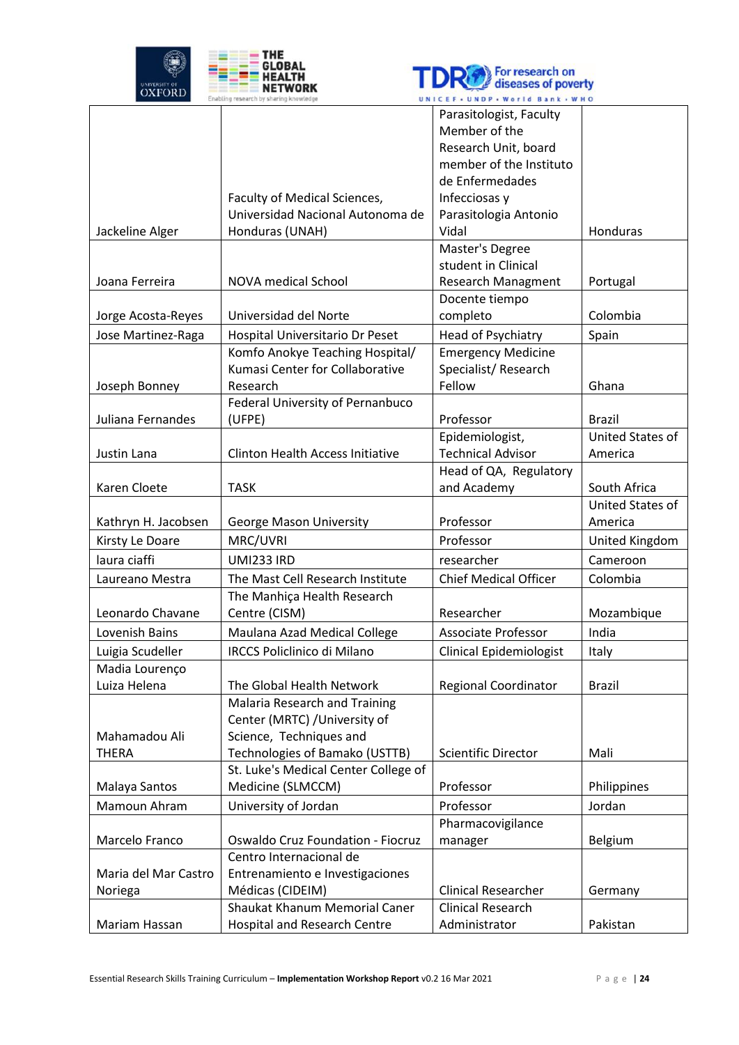| | | | |
|---|---|---|---|
| Jackeline Alger | Faculty of Medical Sciences, Universidad Nacional Autonoma de Honduras (UNAH) | Parasitologist, Faculty Member of the Research Unit, board member of the Instituto de Enfermedades Infecciosas y Parasitologia Antonio Vidal | Honduras |
| Joana Ferreira | NOVA medical School | Master's Degree student in Clinical Research Managment | Portugal |
| Jorge Acosta-Reyes | Universidad del Norte | Docente tiempo completo | Colombia |
| Jose Martinez-Raga | Hospital Universitario Dr Peset | Head of Psychiatry | Spain |
| Joseph Bonney | Komfo Anokye Teaching Hospital/ Kumasi Center for Collaborative Research | Emergency Medicine Specialist/ Research Fellow | Ghana |
| Juliana Fernandes | Federal University of Pernanbuco (UFPE) | Professor | Brazil |
| Justin Lana | Clinton Health Access Initiative | Epidemiologist, Technical Advisor | United States of America |
| Karen Cloete | TASK | Head of QA, Regulatory and Academy | South Africa |
| Kathryn H. Jacobsen | George Mason University | Professor | United States of America |
| Kirsty Le Doare | MRC/UVRI | Professor | United Kingdom |
| laura ciaffi | UMI233 IRD | researcher | Cameroon |
| Laureano Mestra | The Mast Cell Research Institute | Chief Medical Officer | Colombia |
| Leonardo Chavane | The Manhiça Health Research Centre (CISM) | Researcher | Mozambique |
| Lovenish Bains | Maulana Azad Medical College | Associate Professor | India |
| Luigia Scudeller | IRCCS Policlinico di Milano | Clinical Epidemiologist | Italy |
| Madia Lourenço Luiza Helena | The Global Health Network | Regional Coordinator | Brazil |
| Mahamadou Ali THERA | Malaria Research and Training Center (MRTC) /University of Science, Techniques and Technologies of Bamako (USTTB) | Scientific Director | Mali |
| Malaya Santos | St. Luke's Medical Center College of Medicine (SLMCCM) | Professor | Philippines |
| Mamoun Ahram | University of Jordan | Professor | Jordan |
| Marcelo Franco | Oswaldo Cruz Foundation - Fiocruz | Pharmacovigilance manager | Belgium |
| Maria del Mar Castro Noriega | Centro Internacional de Entrenamiento e Investigaciones Médicas (CIDEIM) | Clinical Researcher | Germany |
| Mariam Hassan | Shaukat Khanum Memorial Caner Hospital and Research Centre | Clinical Research Administrator | Pakistan |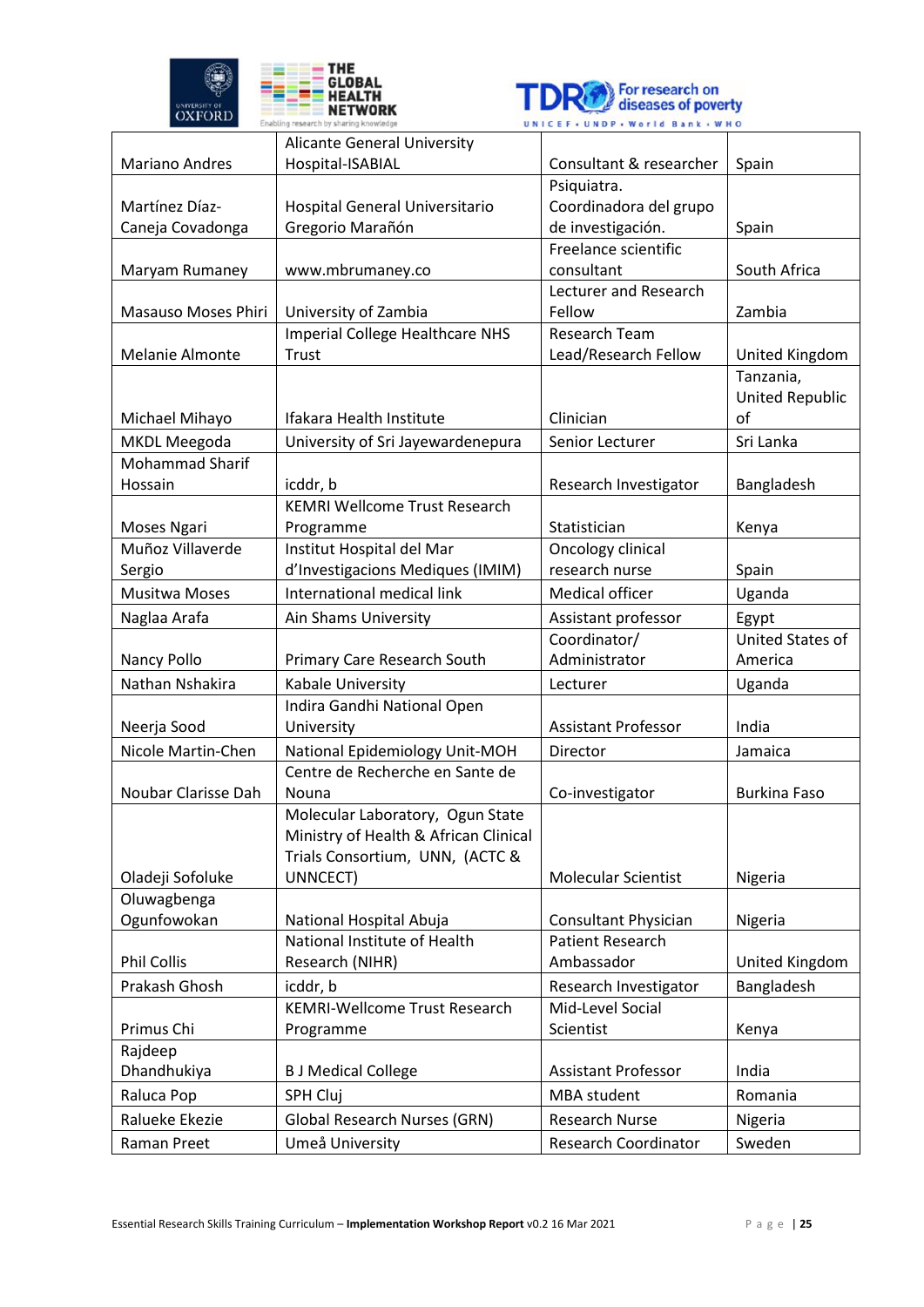| | | | |
|---|---|---|---|
| Mariano Andres | Alicante General University Hospital-ISABIAL | Consultant & researcher | Spain |
| Martínez Díaz-Caneja Covadonga | Hospital General Universitario Gregorio Marañón | Psiquiatra. Coordinadora del grupo de investigación. | Spain |
| Maryam Rumaney | www.mbrumaney.co | Freelance scientific consultant | South Africa |
| Masauso Moses Phiri | University of Zambia | Lecturer and Research Fellow | Zambia |
| Melanie Almonte | Imperial College Healthcare NHS Trust | Research Team Lead/Research Fellow | United Kingdom |
| Michael Mihayo | Ifakara Health Institute | Clinician | Tanzania, United Republic of |
| MKDL Meegoda | University of Sri Jayewardenepura | Senior Lecturer | Sri Lanka |
| Mohammad Sharif Hossain | icddr, b | Research Investigator | Bangladesh |
| Moses Ngari | KEMRI Wellcome Trust Research Programme | Statistician | Kenya |
| Muñoz Villaverde Sergio | Institut Hospital del Mar d'Investigacions Mediques (IMIM) | Oncology clinical research nurse | Spain |
| Musitwa Moses | International medical link | Medical officer | Uganda |
| Naglaa Arafa | Ain Shams University | Assistant professor | Egypt |
| Nancy Pollo | Primary Care Research South | Coordinator/ Administrator | United States of America |
| Nathan Nshakira | Kabale University | Lecturer | Uganda |
| Neerja Sood | Indira Gandhi National Open University | Assistant Professor | India |
| Nicole Martin-Chen | National Epidemiology Unit-MOH | Director | Jamaica |
| Noubar Clarisse Dah | Centre de Recherche en Sante de Nouna | Co-investigator | Burkina Faso |
| Oladeji Sofoluke | Molecular Laboratory, Ogun State Ministry of Health & African Clinical Trials Consortium, UNN, (ACTC & UNNCECT) | Molecular Scientist | Nigeria |
| Oluwagbenga Ogunfowokan | National Hospital Abuja | Consultant Physician | Nigeria |
| Phil Collis | National Institute of Health Research (NIHR) | Patient Research Ambassador | United Kingdom |
| Prakash Ghosh | icddr, b | Research Investigator | Bangladesh |
| Primus Chi | KEMRI-Wellcome Trust Research Programme | Mid-Level Social Scientist | Kenya |
| Rajdeep Dhandhukiya | B J Medical College | Assistant Professor | India |
| Raluca Pop | SPH Cluj | MBA student | Romania |
| Ralueke Ekezie | Global Research Nurses (GRN) | Research Nurse | Nigeria |
| Raman Preet | Umeå University | Research Coordinator | Sweden |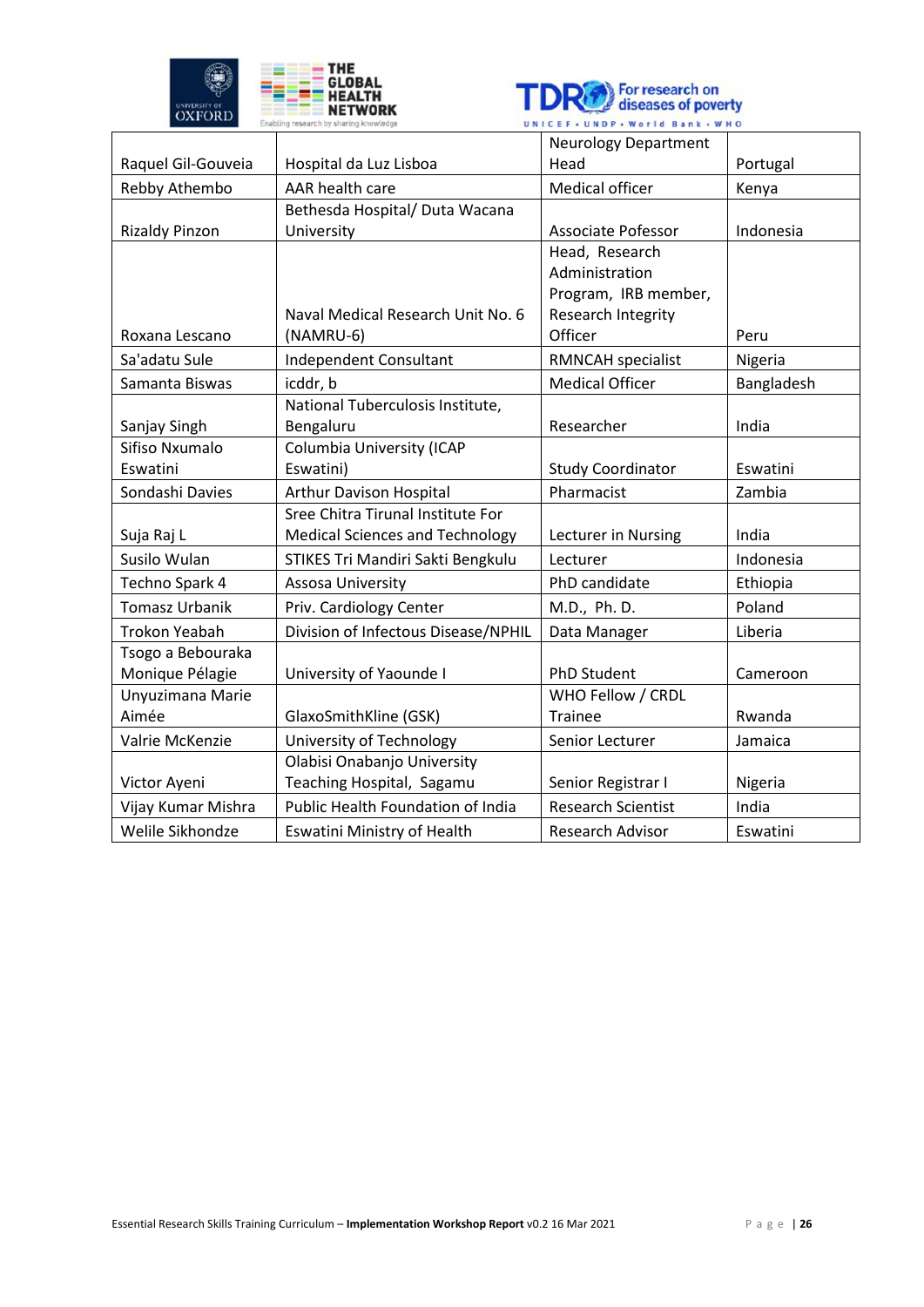| Raquel Gil-Gouveia | Hospital da Luz Lisboa | Neurology Department Head | Portugal |
|---|---|---|---|
| Rebby Athembo | AAR health care | Medical officer | Kenya |
| Rizaldy Pinzon | Bethesda Hospital/ Duta Wacana University | Associate Pofessor | Indonesia |
| Roxana Lescano | Naval Medical Research Unit No. 6 (NAMRU-6) | Head, Research Administration Program, IRB member, Research Integrity Officer | Peru |
| Sa'adatu Sule | Independent Consultant | RMNCAH specialist | Nigeria |
| Samanta Biswas | icddr, b | Medical Officer | Bangladesh |
| Sanjay Singh | National Tuberculosis Institute, Bengaluru | Researcher | India |
| Sifiso Nxumalo Eswatini | Columbia University (ICAP Eswatini) | Study Coordinator | Eswatini |
| Sondashi Davies | Arthur Davison Hospital | Pharmacist | Zambia |
| Suja Raj L | Sree Chitra Tirunal Institute For Medical Sciences and Technology | Lecturer in Nursing | India |
| Susilo Wulan | STIKES Tri Mandiri Sakti Bengkulu | Lecturer | Indonesia |
| Techno Spark 4 | Assosa University | PhD candidate | Ethiopia |
| Tomasz Urbanik | Priv. Cardiology Center | M.D., Ph. D. | Poland |
| Trokon Yeabah | Division of Infectous Disease/NPHIL | Data Manager | Liberia |
| Tsogo a Bebouraka Monique Pélagie | University of Yaounde I | PhD Student | Cameroon |
| Unyuzimana Marie Aimée | GlaxoSmithKline (GSK) | WHO Fellow / CRDL Trainee | Rwanda |
| Valrie McKenzie | University of Technology | Senior Lecturer | Jamaica |
| Victor Ayeni | Olabisi Onabanjo University Teaching Hospital, Sagamu | Senior Registrar I | Nigeria |
| Vijay Kumar Mishra | Public Health Foundation of India | Research Scientist | India |
| Welile Sikhondze | Eswatini Ministry of Health | Research Advisor | Eswatini |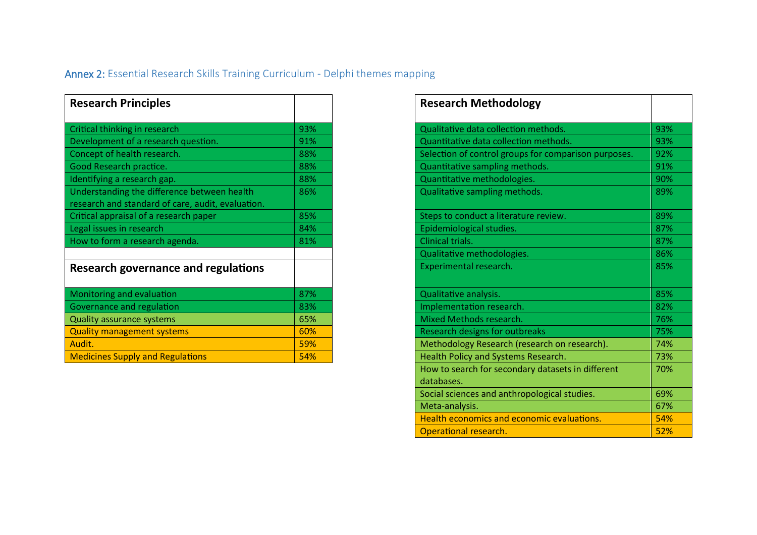## Annex 2: Essential Research Skills Training Curriculum - Delphi themes mapping

| Research Principles | |
|---|---|
| Critical thinking in research | 93% |
| Development of a research question. | 91% |
| Concept of health research. | 88% |
| Good Research practice. | 88% |
| Identifying a research gap. | 88% |
| Understanding the difference between health research and standard of care, audit, evaluation. | 86% |
| Critical appraisal of a research paper | 85% |
| Legal issues in research | 84% |
| How to form a research agenda. | 81% |

| Research governance and regulations | |
|---|---|
| Monitoring and evaluation | 87% |
| Governance and regulation | 83% |
| Quality assurance systems | 65% |
| Quality management systems | 60% |
| Audit. | 59% |
| Medicines Supply and Regulations | 54% |

| Research Methodology | |
|---|---|
| Qualitative data collection methods. | 93% |
| Quantitative data collection methods. | 93% |
| Selection of control groups for comparison purposes. | 92% |
| Quantitative sampling methods. | 91% |
| Quantitative methodologies. | 90% |
| Qualitative sampling methods. | 89% |
| Steps to conduct a literature review. | 89% |
| Epidemiological studies. | 87% |
| Clinical trials. | 87% |
| Qualitative methodologies. | 86% |
| Experimental research. | 85% |
| Qualitative analysis. | 85% |
| Implementation research. | 82% |
| Mixed Methods research. | 76% |
| Research designs for outbreaks | 75% |
| Methodology Research (research on research). | 74% |
| Health Policy and Systems Research. | 73% |
| How to search for secondary datasets in different databases. | 70% |
| Social sciences and anthropological studies. | 69% |
| Meta-analysis. | 67% |
| Health economics and economic evaluations. | 54% |
| Operational research. | 52% |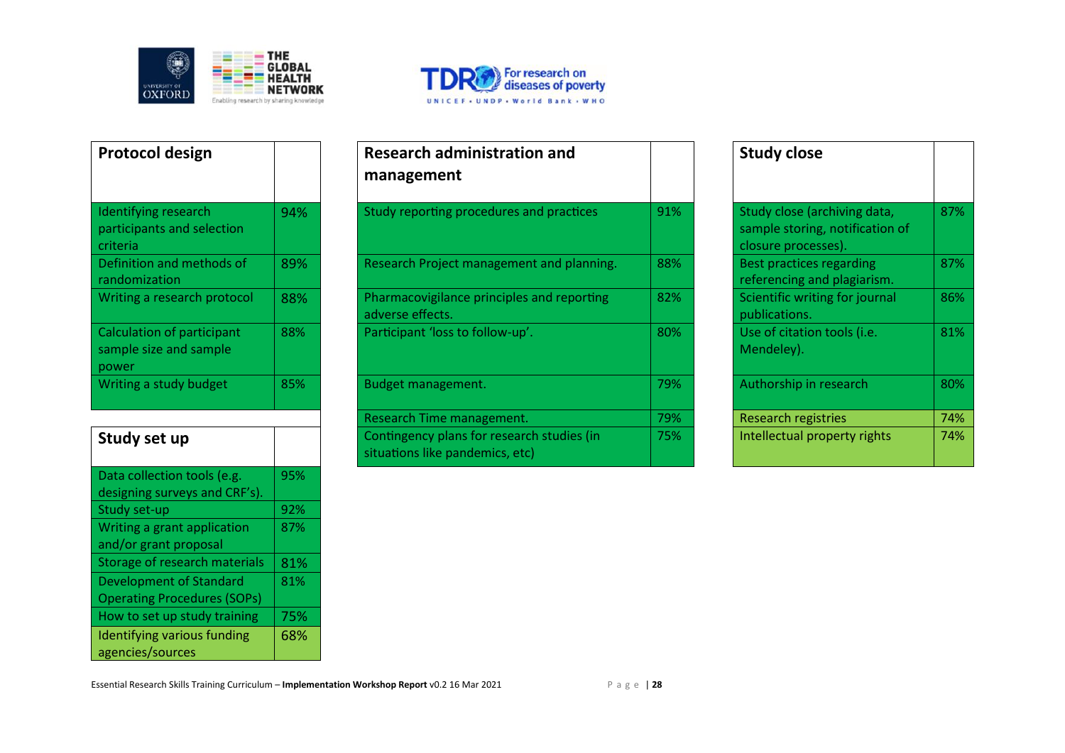| Protocol design | |
|---|---|
| Identifying research participants and selection criteria | 94% |
| Definition and methods of randomization | 89% |
| Writing a research protocol | 88% |
| Calculation of participant sample size and sample power | 88% |
| Writing a study budget | 85% |

| Study set up | |
|---|---|
| Data collection tools (e.g. designing surveys and CRF's). | 95% |
| Study set-up | 92% |
| Writing a grant application and/or grant proposal | 87% |
| Storage of research materials | 81% |
| Development of Standard Operating Procedures (SOPs) | 81% |
| How to set up study training | 75% |
| Identifying various funding agencies/sources | 68% |

| Research administration and management | |
|---|---|
| Study reporting procedures and practices | 91% |
| Research Project management and planning. | 88% |
| Pharmacovigilance principles and reporting adverse effects. | 82% |
| Participant 'loss to follow-up'. | 80% |
| Budget management. | 79% |
| Research Time management. | 79% |
| Contingency plans for research studies (in situations like pandemics, etc) | 75% |

| Study close | |
|---|---|
| Study close (archiving data, sample storing, notification of closure processes). | 87% |
| Best practices regarding referencing and plagiarism. | 87% |
| Scientific writing for journal publications. | 86% |
| Use of citation tools (i.e. Mendeley). | 81% |
| Authorship in research | 80% |
| Research registries | 74% |
| Intellectual property rights | 74% |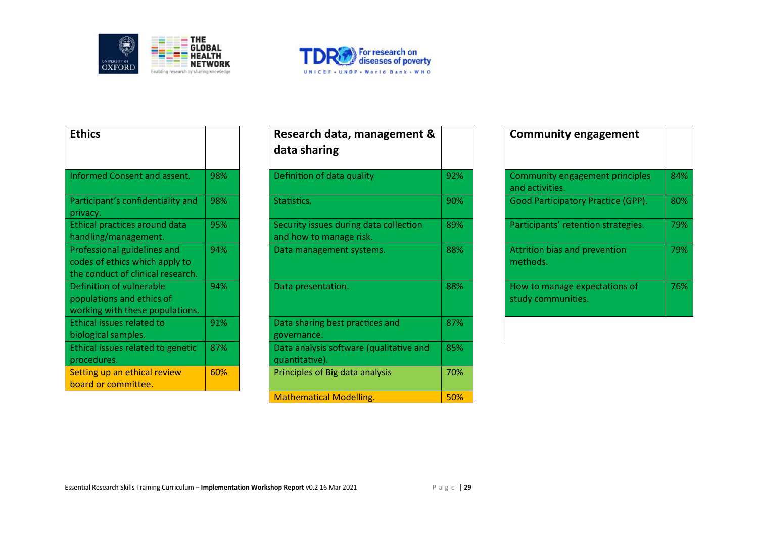| Ethics | |
|---|---|
| Informed Consent and assent. | 98% |
| Participant's confidentiality and privacy. | 98% |
| Ethical practices around data handling/management. | 95% |
| Professional guidelines and codes of ethics which apply to the conduct of clinical research. | 94% |
| Definition of vulnerable populations and ethics of working with these populations. | 94% |
| Ethical issues related to biological samples. | 91% |
| Ethical issues related to genetic procedures. | 87% |
| Setting up an ethical review board or committee. | 60% |

| Research data, management & data sharing | |
|---|---|
| Definition of data quality | 92% |
| Statistics. | 90% |
| Security issues during data collection and how to manage risk. | 89% |
| Data management systems. | 88% |
| Data presentation. | 88% |
| Data sharing best practices and governance. | 87% |
| Data analysis software (qualitative and quantitative). | 85% |
| Principles of Big data analysis | 70% |
| Mathematical Modelling. | 50% |

| Community engagement | |
|---|---|
| Community engagement principles and activities. | 84% |
| Good Participatory Practice (GPP). | 80% |
| Participants' retention strategies. | 79% |
| Attrition bias and prevention methods. | 79% |
| How to manage expectations of study communities. | 76% |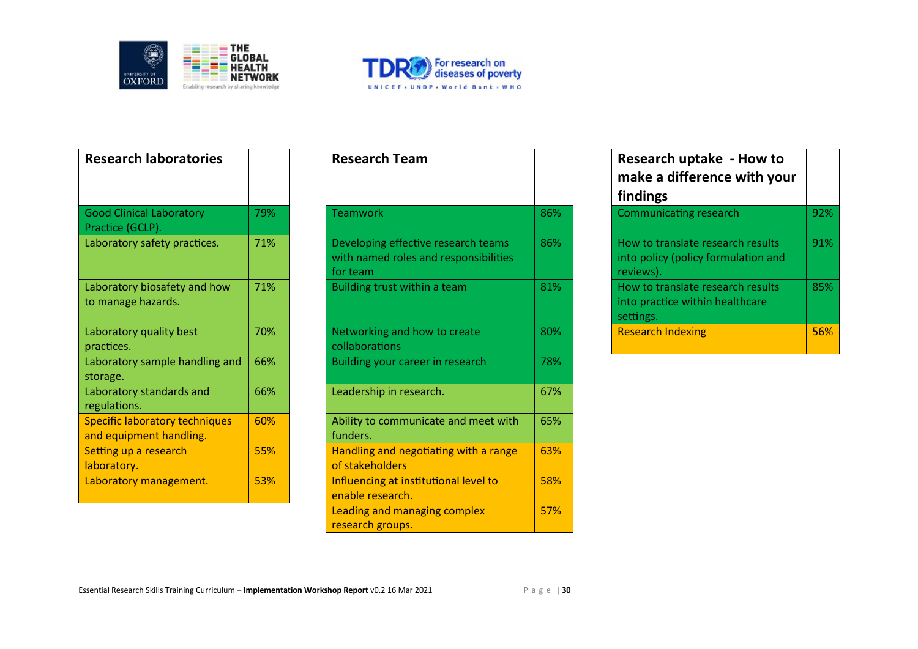| Research laboratories | |
|---|---|
| Good Clinical Laboratory Practice (GCLP). | 79% |
| Laboratory safety practices. | 71% |
| Laboratory biosafety and how to manage hazards. | 71% |
| Laboratory quality best practices. | 70% |
| Laboratory sample handling and storage. | 66% |
| Laboratory standards and regulations. | 66% |
| Specific laboratory techniques and equipment handling. | 60% |
| Setting up a research laboratory. | 55% |
| Laboratory management. | 53% |

| Research Team | |
|---|---|
| Teamwork | 86% |
| Developing effective research teams with named roles and responsibilities for team | 86% |
| Building trust within a team | 81% |
| Networking and how to create collaborations | 80% |
| Building your career in research | 78% |
| Leadership in research. | 67% |
| Ability to communicate and meet with funders. | 65% |
| Handling and negotiating with a range of stakeholders | 63% |
| Influencing at institutional level to enable research. | 58% |
| Leading and managing complex research groups. | 57% |

| Research uptake - How to make a difference with your findings | |
|---|---|
| Communicating research | 92% |
| How to translate research results into policy (policy formulation and reviews). | 91% |
| How to translate research results into practice within healthcare settings. | 85% |
| Research Indexing | 56% |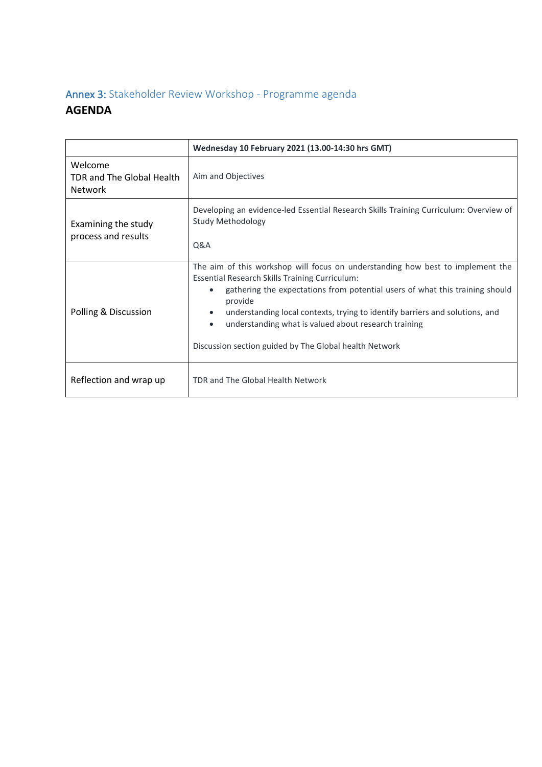## Annex 3: Stakeholder Review Workshop - Programme agenda

## AGENDA

| | Wednesday 10 February 2021 (13.00-14:30 hrs GMT) |
|---|---|
| Welcome<br>TDR and The Global Health Network | Aim and Objectives |
| Examining the study process and results | Developing an evidence-led Essential Research Skills Training Curriculum: Overview of Study Methodology<br><br>Q&A |
| Polling & Discussion | The aim of this workshop will focus on understanding how best to implement the Essential Research Skills Training Curriculum:<br>• gathering the expectations from potential users of what this training should provide<br>• understanding local contexts, trying to identify barriers and solutions, and<br>• understanding what is valued about research training<br><br>Discussion section guided by The Global health Network |
| Reflection and wrap up | TDR and The Global Health Network |